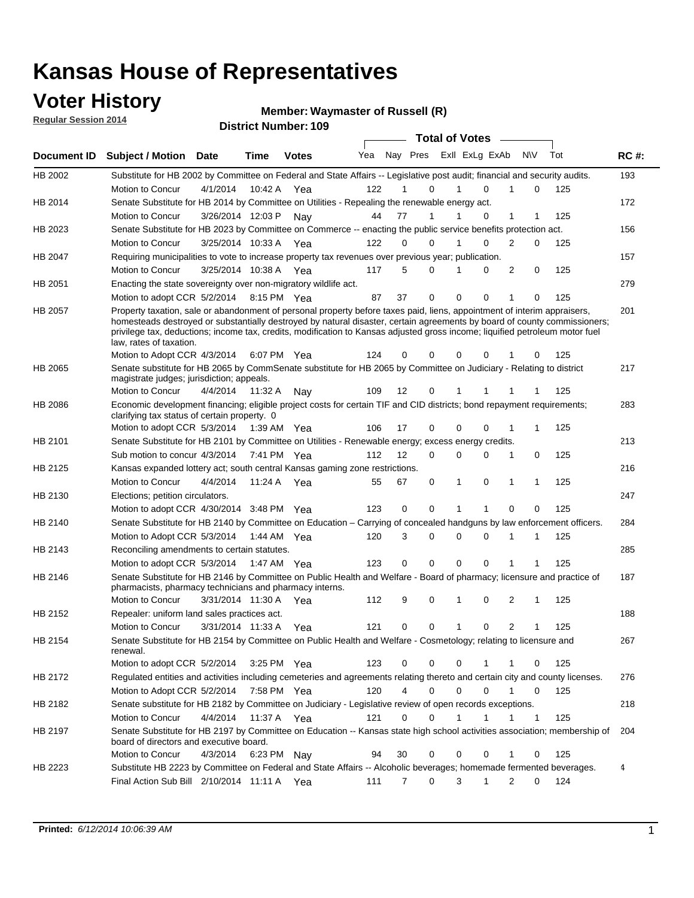# Kansas House of Representatives

## Voter History

**Regular Session 2014**

**Member: Waymaster of Russell (R)**

**District Number: 109**

| Document ID | Subject / Motion | Date | Time | Votes | Yea | Nay | Pres | ExII | ExLg | ExAb | N\V | Tot | RC #: |
|---|---|---|---|---|---|---|---|---|---|---|---|---|---|
| HB 2002 | Substitute for HB 2002 by Committee on Federal and State Affairs -- Legislative post audit; financial and security audits. | | | | | | | | | | | | 193 |
| | Motion to Concur | 4/1/2014 | 10:42 A | Yea | 122 | 1 | 0 | 1 | 0 | 1 | 0 | 125 | |
| HB 2014 | Senate Substitute for HB 2014 by Committee on Utilities - Repealing the renewable energy act. | | | | | | | | | | | | 172 |
| | Motion to Concur | 3/26/2014 | 12:03 P | Nay | 44 | 77 | 1 | 1 | 0 | 1 | 1 | 125 | |
| HB 2023 | Senate Substitute for HB 2023 by Committee on Commerce -- enacting the public service benefits protection act. | | | | | | | | | | | | 156 |
| | Motion to Concur | 3/25/2014 | 10:33 A | Yea | 122 | 0 | 0 | 1 | 0 | 2 | 0 | 125 | |
| HB 2047 | Requiring municipalities to vote to increase property tax revenues over previous year; publication. | | | | | | | | | | | | 157 |
| | Motion to Concur | 3/25/2014 | 10:38 A | Yea | 117 | 5 | 0 | 1 | 0 | 2 | 0 | 125 | |
| HB 2051 | Enacting the state sovereignty over non-migratory wildlife act. | | | | | | | | | | | | 279 |
| | Motion to adopt CCR | 5/2/2014 | 8:15 PM | Yea | 87 | 37 | 0 | 0 | 0 | 1 | 0 | 125 | |
| HB 2057 | Property taxation, sale or abandonment of personal property before taxes paid, liens, appointment of interim appraisers, homesteads destroyed or substantially destroyed by natural disaster, certain agreements by board of county commissioners; privilege tax, deductions; income tax, credits, modification to Kansas adjusted gross income; liquified petroleum motor fuel law, rates of taxation. | | | | | | | | | | | | 201 |
| | Motion to Adopt CCR | 4/3/2014 | 6:07 PM | Yea | 124 | 0 | 0 | 0 | 0 | 1 | 0 | 125 | |
| HB 2065 | Senate substitute for HB 2065 by CommSenate substitute for HB 2065 by Committee on Judiciary - Relating to district magistrate judges; jurisdiction; appeals. | | | | | | | | | | | | 217 |
| | Motion to Concur | 4/4/2014 | 11:32 A | Nay | 109 | 12 | 0 | 1 | 1 | 1 | 1 | 125 | |
| HB 2086 | Economic development financing; eligible project costs for certain TIF and CID districts; bond repayment requirements; clarifying tax status of certain property. 0 | | | | | | | | | | | | 283 |
| | Motion to adopt CCR | 5/3/2014 | 1:39 AM | Yea | 106 | 17 | 0 | 0 | 0 | 1 | 1 | 125 | |
| HB 2101 | Senate Substitute for HB 2101 by Committee on Utilities - Renewable energy; excess energy credits. | | | | | | | | | | | | 213 |
| | Sub motion to concur | 4/3/2014 | 7:41 PM | Yea | 112 | 12 | 0 | 0 | 0 | 1 | 0 | 125 | |
| HB 2125 | Kansas expanded lottery act; south central Kansas gaming zone restrictions. | | | | | | | | | | | | 216 |
| | Motion to Concur | 4/4/2014 | 11:24 A | Yea | 55 | 67 | 0 | 1 | 0 | 1 | 1 | 125 | |
| HB 2130 | Elections; petition circulators. | | | | | | | | | | | | 247 |
| | Motion to adopt CCR | 4/30/2014 | 3:48 PM | Yea | 123 | 0 | 0 | 1 | 1 | 0 | 0 | 125 | |
| HB 2140 | Senate Substitute for HB 2140 by Committee on Education – Carrying of concealed handguns by law enforcement officers. | | | | | | | | | | | | 284 |
| | Motion to Adopt CCR | 5/3/2014 | 1:44 AM | Yea | 120 | 3 | 0 | 0 | 0 | 1 | 1 | 125 | |
| HB 2143 | Reconciling amendments to certain statutes. | | | | | | | | | | | | 285 |
| | Motion to adopt CCR | 5/3/2014 | 1:47 AM | Yea | 123 | 0 | 0 | 0 | 0 | 1 | 1 | 125 | |
| HB 2146 | Senate Substitute for HB 2146 by Committee on Public Health and Welfare - Board of pharmacy; licensure and practice of pharmacists, pharmacy technicians and pharmacy interns. | | | | | | | | | | | | 187 |
| | Motion to Concur | 3/31/2014 | 11:30 A | Yea | 112 | 9 | 0 | 1 | 0 | 2 | 1 | 125 | |
| HB 2152 | Repealer: uniform land sales practices act. | | | | | | | | | | | | 188 |
| | Motion to Concur | 3/31/2014 | 11:33 A | Yea | 121 | 0 | 0 | 1 | 0 | 2 | 1 | 125 | |
| HB 2154 | Senate Substitute for HB 2154 by Committee on Public Health and Welfare - Cosmetology; relating to licensure and renewal. | | | | | | | | | | | | 267 |
| | Motion to adopt CCR | 5/2/2014 | 3:25 PM | Yea | 123 | 0 | 0 | 0 | 1 | 1 | 0 | 125 | |
| HB 2172 | Regulated entities and activities including cemeteries and agreements relating thereto and certain city and county licenses. | | | | | | | | | | | | 276 |
| | Motion to Adopt CCR | 5/2/2014 | 7:58 PM | Yea | 120 | 4 | 0 | 0 | 0 | 1 | 0 | 125 | |
| HB 2182 | Senate substitute for HB 2182 by Committee on Judiciary - Legislative review of open records exceptions. | | | | | | | | | | | | 218 |
| | Motion to Concur | 4/4/2014 | 11:37 A | Yea | 121 | 0 | 0 | 1 | 1 | 1 | 1 | 125 | |
| HB 2197 | Senate Substitute for HB 2197 by Committee on Education -- Kansas state high school activities association; membership of board of directors and executive board. | | | | | | | | | | | | 204 |
| | Motion to Concur | 4/3/2014 | 6:23 PM | Nay | 94 | 30 | 0 | 0 | 0 | 1 | 0 | 125 | |
| HB 2223 | Substitute HB 2223 by Committee on Federal and State Affairs -- Alcoholic beverages; homemade fermented beverages. | | | | | | | | | | | | 4 |
| | Final Action Sub Bill | 2/10/2014 | 11:11 A | Yea | 111 | 7 | 0 | 3 | 1 | 2 | 0 | 124 | |

**Printed:** *6/12/2014 10:06:39 AM*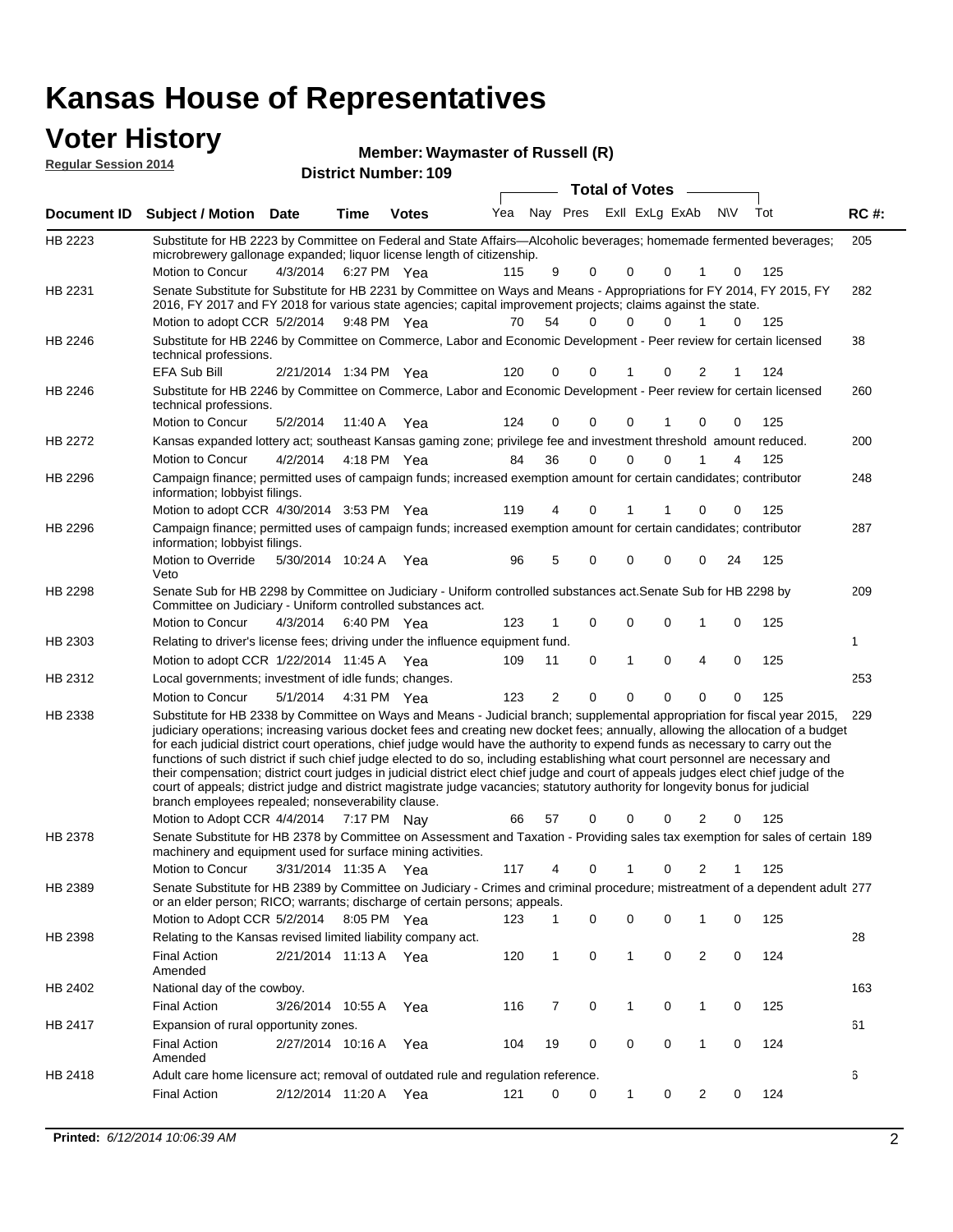# Kansas House of Representatives

## Voter History

**Regular Session 2014**

**Member: Waymaster of Russell (R)**

**District Number: 109**

| Document ID | Subject / Motion | Date | Time | Votes | Yea | Nay | Pres | ExII | ExLg | ExAb | N\V | Tot | RC #: |
|---|---|---|---|---|---|---|---|---|---|---|---|---|---|
| HB 2223 | Substitute for HB 2223 by Committee on Federal and State Affairs—Alcoholic beverages; homemade fermented beverages; microbrewery gallonage expanded; liquor license length of citizenship. | | | | | | | | | | | | 205 |
| | Motion to Concur | 4/3/2014 | 6:27 PM | Yea | 115 | 9 | 0 | 0 | 0 | 1 | 0 | 125 | |
| HB 2231 | Senate Substitute for Substitute for HB 2231 by Committee on Ways and Means - Appropriations for FY 2014, FY 2015, FY 2016, FY 2017 and FY 2018 for various state agencies; capital improvement projects; claims against the state. | | | | | | | | | | | | 282 |
| | Motion to adopt CCR | 5/2/2014 | 9:48 PM | Yea | 70 | 54 | 0 | 0 | 0 | 1 | 0 | 125 | |
| HB 2246 | Substitute for HB 2246 by Committee on Commerce, Labor and Economic Development - Peer review for certain licensed technical professions. | | | | | | | | | | | | 38 |
| | EFA Sub Bill | 2/21/2014 | 1:34 PM | Yea | 120 | 0 | 0 | 1 | 0 | 2 | 1 | 124 | |
| HB 2246 | Substitute for HB 2246 by Committee on Commerce, Labor and Economic Development - Peer review for certain licensed technical professions. | | | | | | | | | | | | 260 |
| | Motion to Concur | 5/2/2014 | 11:40 A | Yea | 124 | 0 | 0 | 0 | 1 | 0 | 0 | 125 | |
| HB 2272 | Kansas expanded lottery act; southeast Kansas gaming zone; privilege fee and investment threshold amount reduced. | | | | | | | | | | | | 200 |
| | Motion to Concur | 4/2/2014 | 4:18 PM | Yea | 84 | 36 | 0 | 0 | 0 | 1 | 4 | 125 | |
| HB 2296 | Campaign finance; permitted uses of campaign funds; increased exemption amount for certain candidates; contributor information; lobbyist filings. | | | | | | | | | | | | 248 |
| | Motion to adopt CCR | 4/30/2014 | 3:53 PM | Yea | 119 | 4 | 0 | 1 | 1 | 0 | 0 | 125 | |
| HB 2296 | Campaign finance; permitted uses of campaign funds; increased exemption amount for certain candidates; contributor information; lobbyist filings. | | | | | | | | | | | | 287 |
| | Motion to Override Veto | 5/30/2014 | 10:24 A | Yea | 96 | 5 | 0 | 0 | 0 | 0 | 24 | 125 | |
| HB 2298 | Senate Sub for HB 2298 by Committee on Judiciary - Uniform controlled substances act.Senate Sub for HB 2298 by Committee on Judiciary - Uniform controlled substances act. | | | | | | | | | | | | 209 |
| | Motion to Concur | 4/3/2014 | 6:40 PM | Yea | 123 | 1 | 0 | 0 | 0 | 1 | 0 | 125 | |
| HB 2303 | Relating to driver's license fees; driving under the influence equipment fund. | | | | | | | | | | | | 1 |
| | Motion to adopt CCR | 1/22/2014 | 11:45 A | Yea | 109 | 11 | 0 | 1 | 0 | 4 | 0 | 125 | |
| HB 2312 | Local governments; investment of idle funds; changes. | | | | | | | | | | | | 253 |
| | Motion to Concur | 5/1/2014 | 4:31 PM | Yea | 123 | 2 | 0 | 0 | 0 | 0 | 0 | 125 | |
| HB 2338 | Substitute for HB 2338 by Committee on Ways and Means - Judicial branch; supplemental appropriation for fiscal year 2015, judiciary operations; increasing various docket fees and creating new docket fees; annually, allowing the allocation of a budget for each judicial district court operations, chief judge would have the authority to expend funds as necessary to carry out the functions of such district if such chief judge elected to do so, including establishing what court personnel are necessary and their compensation; district court judges in judicial district elect chief judge and court of appeals judges elect chief judge of the court of appeals; district judge and district magistrate judge vacancies; statutory authority for longevity bonus for judicial branch employees repealed; nonseverability clause. | | | | | | | | | | | | 229 |
| | Motion to Adopt CCR | 4/4/2014 | 7:17 PM | Nay | 66 | 57 | 0 | 0 | 0 | 2 | 0 | 125 | |
| HB 2378 | Senate Substitute for HB 2378 by Committee on Assessment and Taxation - Providing sales tax exemption for sales of certain machinery and equipment used for surface mining activities. | | | | | | | | | | | | 189 |
| | Motion to Concur | 3/31/2014 | 11:35 A | Yea | 117 | 4 | 0 | 1 | 0 | 2 | 1 | 125 | |
| HB 2389 | Senate Substitute for HB 2389 by Committee on Judiciary - Crimes and criminal procedure; mistreatment of a dependent adult or an elder person; RICO; warrants; discharge of certain persons; appeals. | | | | | | | | | | | | 277 |
| | Motion to Adopt CCR | 5/2/2014 | 8:05 PM | Yea | 123 | 1 | 0 | 0 | 0 | 1 | 0 | 125 | |
| HB 2398 | Relating to the Kansas revised limited liability company act. | | | | | | | | | | | | 28 |
| | Final Action Amended | 2/21/2014 | 11:13 A | Yea | 120 | 1 | 0 | 1 | 0 | 2 | 0 | 124 | |
| HB 2402 | National day of the cowboy. | | | | | | | | | | | | 163 |
| | Final Action | 3/26/2014 | 10:55 A | Yea | 116 | 7 | 0 | 1 | 0 | 1 | 0 | 125 | |
| HB 2417 | Expansion of rural opportunity zones. | | | | | | | | | | | | 61 |
| | Final Action Amended | 2/27/2014 | 10:16 A | Yea | 104 | 19 | 0 | 0 | 0 | 1 | 0 | 124 | |
| HB 2418 | Adult care home licensure act; removal of outdated rule and regulation reference. | | | | | | | | | | | | 6 |
| | Final Action | 2/12/2014 | 11:20 A | Yea | 121 | 0 | 0 | 1 | 0 | 2 | 0 | 124 | |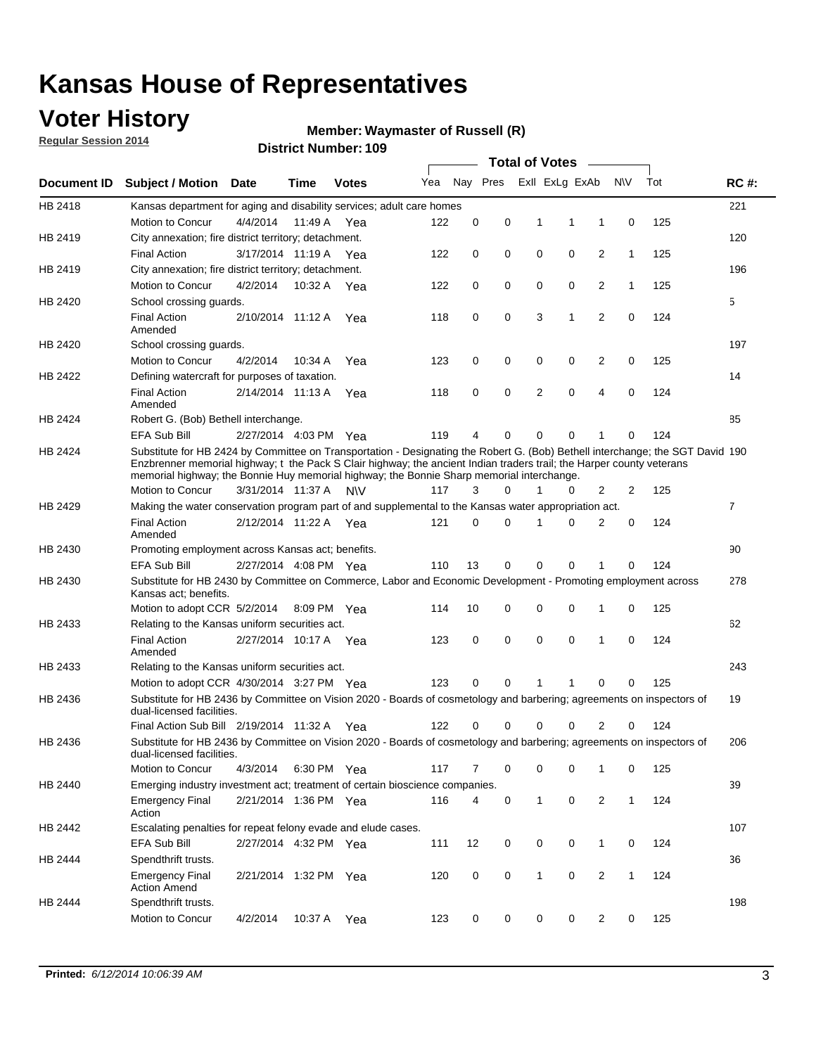# Kansas House of Representatives

## Voter History

**Regular Session 2014**

**Member: Waymaster of Russell (R)**

**District Number: 109**

| Document ID | Subject / Motion | Date | Time | Votes | Yea | Nay | Pres | ExII | ExLg | ExAb | N\V | Tot | RC #: |
|---|---|---|---|---|---|---|---|---|---|---|---|---|---|
| HB 2418 | Kansas department for aging and disability services; adult care homes | | | | | | | | | | | | 221 |
| | Motion to Concur | 4/4/2014 | 11:49 A | Yea | 122 | 0 | 0 | 1 | 1 | 1 | 0 | 125 | |
| HB 2419 | City annexation; fire district territory; detachment. | | | | | | | | | | | | 120 |
| | Final Action | 3/17/2014 | 11:19 A | Yea | 122 | 0 | 0 | 0 | 0 | 2 | 1 | 125 | |
| HB 2419 | City annexation; fire district territory; detachment. | | | | | | | | | | | | 196 |
| | Motion to Concur | 4/2/2014 | 10:32 A | Yea | 122 | 0 | 0 | 0 | 0 | 2 | 1 | 125 | |
| HB 2420 | School crossing guards. | | | | | | | | | | | | 5 |
| | Final Action Amended | 2/10/2014 | 11:12 A | Yea | 118 | 0 | 0 | 3 | 1 | 2 | 0 | 124 | |
| HB 2420 | School crossing guards. | | | | | | | | | | | | 197 |
| | Motion to Concur | 4/2/2014 | 10:34 A | Yea | 123 | 0 | 0 | 0 | 0 | 2 | 0 | 125 | |
| HB 2422 | Defining watercraft for purposes of taxation. | | | | | | | | | | | | 14 |
| | Final Action Amended | 2/14/2014 | 11:13 A | Yea | 118 | 0 | 0 | 2 | 0 | 4 | 0 | 124 | |
| HB 2424 | Robert G. (Bob) Bethell interchange. | | | | | | | | | | | | 85 |
| | EFA Sub Bill | 2/27/2014 | 4:03 PM | Yea | 119 | 4 | 0 | 0 | 0 | 1 | 0 | 124 | |
| HB 2424 | Substitute for HB 2424 by Committee on Transportation - Designating the Robert G. (Bob) Bethell interchange; the SGT David Enzbrenner memorial highway; t the Pack S Clair highway; the ancient Indian traders trail; the Harper county veterans memorial highway; the Bonnie Huy memorial highway; the Bonnie Sharp memorial interchange. | | | | | | | | | | | | 190 |
| | Motion to Concur | 3/31/2014 | 11:37 A | N\V | 117 | 3 | 0 | 1 | 0 | 2 | 2 | 125 | |
| HB 2429 | Making the water conservation program part of and supplemental to the Kansas water appropriation act. | | | | | | | | | | | | 7 |
| | Final Action Amended | 2/12/2014 | 11:22 A | Yea | 121 | 0 | 0 | 1 | 0 | 2 | 0 | 124 | |
| HB 2430 | Promoting employment across Kansas act; benefits. | | | | | | | | | | | | 90 |
| | EFA Sub Bill | 2/27/2014 | 4:08 PM | Yea | 110 | 13 | 0 | 0 | 0 | 1 | 0 | 124 | |
| HB 2430 | Substitute for HB 2430 by Committee on Commerce, Labor and Economic Development - Promoting employment across Kansas act; benefits. | | | | | | | | | | | | 278 |
| | Motion to adopt CCR | 5/2/2014 | 8:09 PM | Yea | 114 | 10 | 0 | 0 | 0 | 1 | 0 | 125 | |
| HB 2433 | Relating to the Kansas uniform securities act. | | | | | | | | | | | | 62 |
| | Final Action Amended | 2/27/2014 | 10:17 A | Yea | 123 | 0 | 0 | 0 | 0 | 1 | 0 | 124 | |
| HB 2433 | Relating to the Kansas uniform securities act. | | | | | | | | | | | | 243 |
| | Motion to adopt CCR | 4/30/2014 | 3:27 PM | Yea | 123 | 0 | 0 | 1 | 1 | 0 | 0 | 125 | |
| HB 2436 | Substitute for HB 2436 by Committee on Vision 2020 - Boards of cosmetology and barbering; agreements on inspectors of dual-licensed facilities. | | | | | | | | | | | | 19 |
| | Final Action Sub Bill | 2/19/2014 | 11:32 A | Yea | 122 | 0 | 0 | 0 | 0 | 2 | 0 | 124 | |
| HB 2436 | Substitute for HB 2436 by Committee on Vision 2020 - Boards of cosmetology and barbering; agreements on inspectors of dual-licensed facilities. | | | | | | | | | | | | 206 |
| | Motion to Concur | 4/3/2014 | 6:30 PM | Yea | 117 | 7 | 0 | 0 | 0 | 1 | 0 | 125 | |
| HB 2440 | Emerging industry investment act; treatment of certain bioscience companies. | | | | | | | | | | | | 39 |
| | Emergency Final Action | 2/21/2014 | 1:36 PM | Yea | 116 | 4 | 0 | 1 | 0 | 2 | 1 | 124 | |
| HB 2442 | Escalating penalties for repeat felony evade and elude cases. | | | | | | | | | | | | 107 |
| | EFA Sub Bill | 2/27/2014 | 4:32 PM | Yea | 111 | 12 | 0 | 0 | 0 | 1 | 0 | 124 | |
| HB 2444 | Spendthrift trusts. | | | | | | | | | | | | 36 |
| | Emergency Final Action Amend | 2/21/2014 | 1:32 PM | Yea | 120 | 0 | 0 | 1 | 0 | 2 | 1 | 124 | |
| HB 2444 | Spendthrift trusts. | | | | | | | | | | | | 198 |
| | Motion to Concur | 4/2/2014 | 10:37 A | Yea | 123 | 0 | 0 | 0 | 0 | 2 | 0 | 125 | |

**Printed:** *6/12/2014 10:06:39 AM*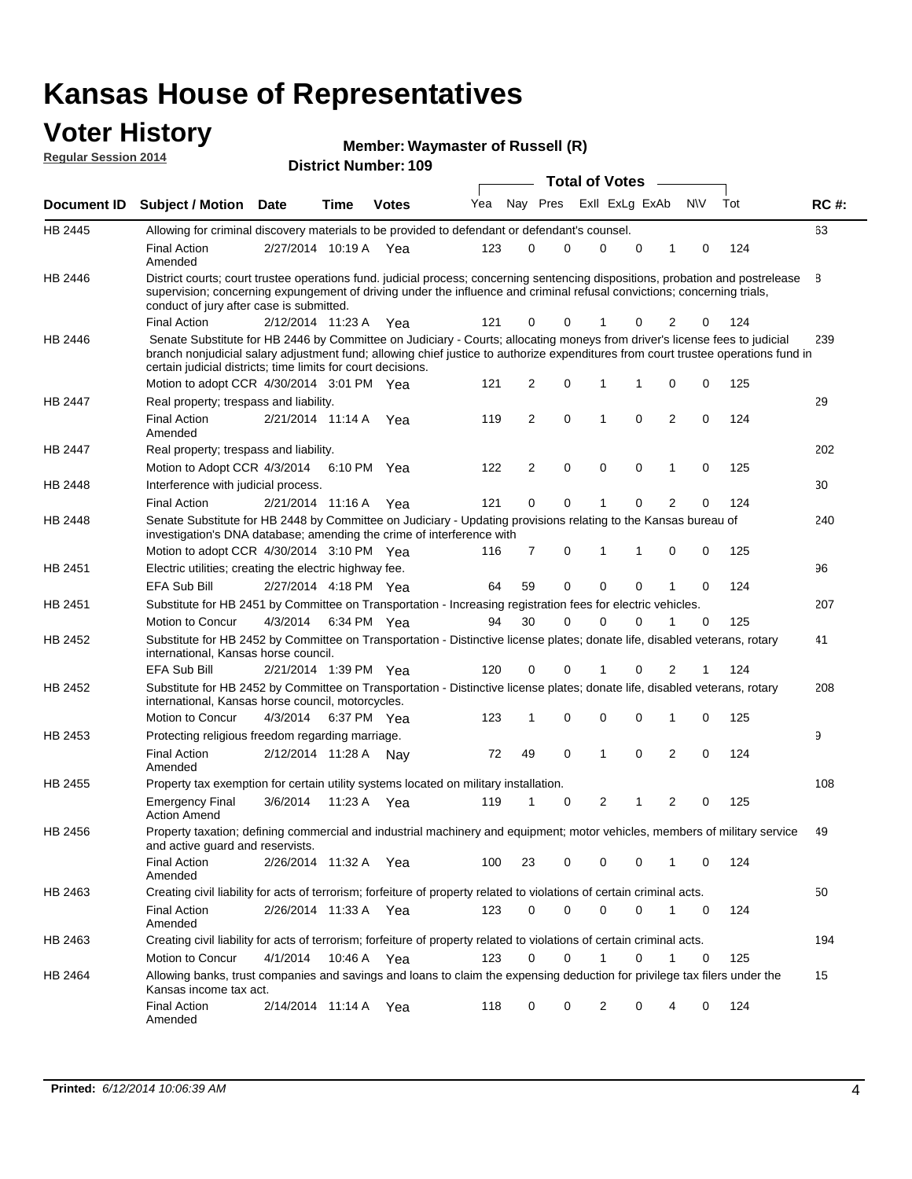# Kansas House of Representatives

## Voter History

**Regular Session 2014**

**Member: Waymaster of Russell (R)**

**District Number: 109**

| Document ID | Subject / Motion | Date | Time | Votes | Yea | Nay | Pres | ExII | ExLg | ExAb | N\V | Tot | RC #: |
|---|---|---|---|---|---|---|---|---|---|---|---|---|---|
| HB 2445 | Allowing for criminal discovery materials to be provided to defendant or defendant's counsel. | | | | | | | | | | | | 63 |
| | Final Action Amended | 2/27/2014 | 10:19 A | Yea | 123 | 0 | 0 | 0 | 0 | 1 | 0 | 124 | |
| HB 2446 | District courts; court trustee operations fund. judicial process; concerning sentencing dispositions, probation and postrelease supervision; concerning expungement of driving under the influence and criminal refusal convictions; concerning trials, conduct of jury after case is submitted. | | | | | | | | | | | | 8 |
| | Final Action | 2/12/2014 | 11:23 A | Yea | 121 | 0 | 0 | 1 | 0 | 2 | 0 | 124 | |
| HB 2446 | Senate Substitute for HB 2446 by Committee on Judiciary - Courts; allocating moneys from driver's license fees to judicial branch nonjudicial salary adjustment fund; allowing chief justice to authorize expenditures from court trustee operations fund in certain judicial districts; time limits for court decisions. | | | | | | | | | | | | 239 |
| | Motion to adopt CCR | 4/30/2014 | 3:01 PM | Yea | 121 | 2 | 0 | 1 | 1 | 0 | 0 | 125 | |
| HB 2447 | Real property; trespass and liability. | | | | | | | | | | | | 29 |
| | Final Action Amended | 2/21/2014 | 11:14 A | Yea | 119 | 2 | 0 | 1 | 0 | 2 | 0 | 124 | |
| HB 2447 | Real property; trespass and liability. | | | | | | | | | | | | 202 |
| | Motion to Adopt CCR | 4/3/2014 | 6:10 PM | Yea | 122 | 2 | 0 | 0 | 0 | 1 | 0 | 125 | |
| HB 2448 | Interference with judicial process. | | | | | | | | | | | | 30 |
| | Final Action | 2/21/2014 | 11:16 A | Yea | 121 | 0 | 0 | 1 | 0 | 2 | 0 | 124 | |
| HB 2448 | Senate Substitute for HB 2448 by Committee on Judiciary - Updating provisions relating to the Kansas bureau of investigation's DNA database; amending the crime of interference with | | | | | | | | | | | | 240 |
| | Motion to adopt CCR | 4/30/2014 | 3:10 PM | Yea | 116 | 7 | 0 | 1 | 1 | 0 | 0 | 125 | |
| HB 2451 | Electric utilities; creating the electric highway fee. | | | | | | | | | | | | 96 |
| | EFA Sub Bill | 2/27/2014 | 4:18 PM | Yea | 64 | 59 | 0 | 0 | 0 | 1 | 0 | 124 | |
| HB 2451 | Substitute for HB 2451 by Committee on Transportation - Increasing registration fees for electric vehicles. | | | | | | | | | | | | 207 |
| | Motion to Concur | 4/3/2014 | 6:34 PM | Yea | 94 | 30 | 0 | 0 | 0 | 1 | 0 | 125 | |
| HB 2452 | Substitute for HB 2452 by Committee on Transportation - Distinctive license plates; donate life, disabled veterans, rotary international, Kansas horse council. | | | | | | | | | | | | 41 |
| | EFA Sub Bill | 2/21/2014 | 1:39 PM | Yea | 120 | 0 | 0 | 1 | 0 | 2 | 1 | 124 | |
| HB 2452 | Substitute for HB 2452 by Committee on Transportation - Distinctive license plates; donate life, disabled veterans, rotary international, Kansas horse council, motorcycles. | | | | | | | | | | | | 208 |
| | Motion to Concur | 4/3/2014 | 6:37 PM | Yea | 123 | 1 | 0 | 0 | 0 | 1 | 0 | 125 | |
| HB 2453 | Protecting religious freedom regarding marriage. | | | | | | | | | | | | 9 |
| | Final Action Amended | 2/12/2014 | 11:28 A | Nay | 72 | 49 | 0 | 1 | 0 | 2 | 0 | 124 | |
| HB 2455 | Property tax exemption for certain utility systems located on military installation. | | | | | | | | | | | | 108 |
| | Emergency Final Action Amend | 3/6/2014 | 11:23 A | Yea | 119 | 1 | 0 | 2 | 1 | 2 | 0 | 125 | |
| HB 2456 | Property taxation; defining commercial and industrial machinery and equipment; motor vehicles, members of military service and active guard and reservists. | | | | | | | | | | | | 49 |
| | Final Action Amended | 2/26/2014 | 11:32 A | Yea | 100 | 23 | 0 | 0 | 0 | 1 | 0 | 124 | |
| HB 2463 | Creating civil liability for acts of terrorism; forfeiture of property related to violations of certain criminal acts. | | | | | | | | | | | | 50 |
| | Final Action Amended | 2/26/2014 | 11:33 A | Yea | 123 | 0 | 0 | 0 | 0 | 1 | 0 | 124 | |
| HB 2463 | Creating civil liability for acts of terrorism; forfeiture of property related to violations of certain criminal acts. | | | | | | | | | | | | 194 |
| | Motion to Concur | 4/1/2014 | 10:46 A | Yea | 123 | 0 | 0 | 1 | 0 | 1 | 0 | 125 | |
| HB 2464 | Allowing banks, trust companies and savings and loans to claim the expensing deduction for privilege tax filers under the Kansas income tax act. | | | | | | | | | | | | 15 |
| | Final Action Amended | 2/14/2014 | 11:14 A | Yea | 118 | 0 | 0 | 2 | 0 | 4 | 0 | 124 | |

**Printed:** *6/12/2014 10:06:39 AM*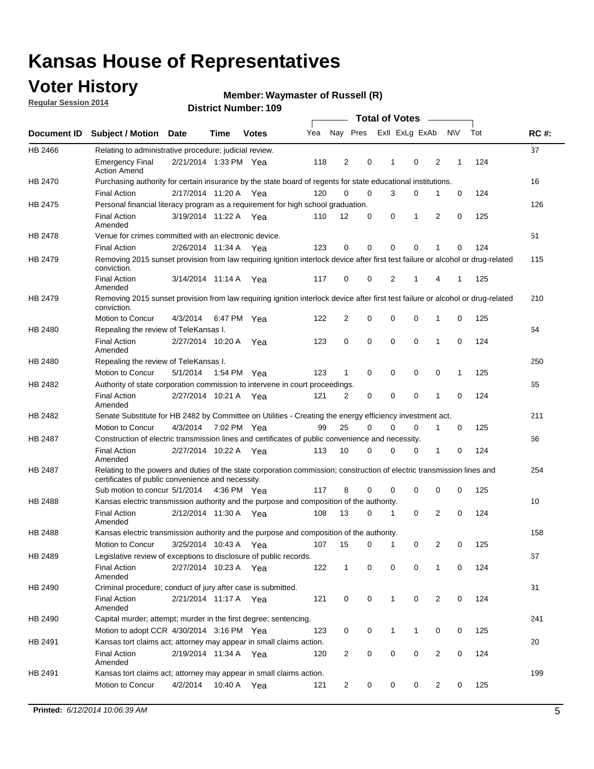# Kansas House of Representatives

## Voter History

**Regular Session 2014**

**Member: Waymaster of Russell (R)**

**District Number: 109**

| Document ID | Subject / Motion | Date | Time | Votes | Yea | Nay | Pres | ExII | ExLg | ExAb | N\V | Tot | RC #: |
|---|---|---|---|---|---|---|---|---|---|---|---|---|---|
| HB 2466 | Relating to administrative procedure; judicial review. | | | | | | | | | | | | 37 |
| | Emergency Final Action Amend | 2/21/2014 | 1:33 PM | Yea | 118 | 2 | 0 | 1 | 0 | 2 | 1 | 124 | |
| HB 2470 | Purchasing authority for certain insurance by the state board of regents for state educational institutions. | | | | | | | | | | | | 16 |
| | Final Action | 2/17/2014 | 11:20 A | Yea | 120 | 0 | 0 | 3 | 0 | 1 | 0 | 124 | |
| HB 2475 | Personal financial literacy program as a requirement for high school graduation. | | | | | | | | | | | | 126 |
| | Final Action Amended | 3/19/2014 | 11:22 A | Yea | 110 | 12 | 0 | 0 | 1 | 2 | 0 | 125 | |
| HB 2478 | Venue for crimes committed with an electronic device. | | | | | | | | | | | | 51 |
| | Final Action | 2/26/2014 | 11:34 A | Yea | 123 | 0 | 0 | 0 | 0 | 1 | 0 | 124 | |
| HB 2479 | Removing 2015 sunset provision from law requiring ignition interlock device after first test failure or alcohol or drug-related conviction. | | | | | | | | | | | | 115 |
| | Final Action Amended | 3/14/2014 | 11:14 A | Yea | 117 | 0 | 0 | 2 | 1 | 4 | 1 | 125 | |
| HB 2479 | Removing 2015 sunset provision from law requiring ignition interlock device after first test failure or alcohol or drug-related conviction. | | | | | | | | | | | | 210 |
| | Motion to Concur | 4/3/2014 | 6:47 PM | Yea | 122 | 2 | 0 | 0 | 0 | 1 | 0 | 125 | |
| HB 2480 | Repealing the review of TeleKansas I. | | | | | | | | | | | | 64 |
| | Final Action Amended | 2/27/2014 | 10:20 A | Yea | 123 | 0 | 0 | 0 | 0 | 1 | 0 | 124 | |
| HB 2480 | Repealing the review of TeleKansas I. | | | | | | | | | | | | 250 |
| | Motion to Concur | 5/1/2014 | 1:54 PM | Yea | 123 | 1 | 0 | 0 | 0 | 0 | 1 | 125 | |
| HB 2482 | Authority of state corporation commission to intervene in court proceedings. | | | | | | | | | | | | 65 |
| | Final Action Amended | 2/27/2014 | 10:21 A | Yea | 121 | 2 | 0 | 0 | 0 | 1 | 0 | 124 | |
| HB 2482 | Senate Substitute for HB 2482 by Committee on Utilities - Creating the energy efficiency investment act. | | | | | | | | | | | | 211 |
| | Motion to Concur | 4/3/2014 | 7:02 PM | Yea | 99 | 25 | 0 | 0 | 0 | 1 | 0 | 125 | |
| HB 2487 | Construction of electric transmission lines and certificates of public convenience and necessity. | | | | | | | | | | | | 66 |
| | Final Action Amended | 2/27/2014 | 10:22 A | Yea | 113 | 10 | 0 | 0 | 0 | 1 | 0 | 124 | |
| HB 2487 | Relating to the powers and duties of the state corporation commission; construction of electric transmission lines and certificates of public convenience and necessity. | | | | | | | | | | | | 254 |
| | Sub motion to concur | 5/1/2014 | 4:36 PM | Yea | 117 | 8 | 0 | 0 | 0 | 0 | 0 | 125 | |
| HB 2488 | Kansas electric transmission authority and the purpose and composition of the authority. | | | | | | | | | | | | 10 |
| | Final Action Amended | 2/12/2014 | 11:30 A | Yea | 108 | 13 | 0 | 1 | 0 | 2 | 0 | 124 | |
| HB 2488 | Kansas electric transmission authority and the purpose and composition of the authority. | | | | | | | | | | | | 158 |
| | Motion to Concur | 3/25/2014 | 10:43 A | Yea | 107 | 15 | 0 | 1 | 0 | 2 | 0 | 125 | |
| HB 2489 | Legislative review of exceptions to disclosure of public records. | | | | | | | | | | | | 67 |
| | Final Action Amended | 2/27/2014 | 10:23 A | Yea | 122 | 1 | 0 | 0 | 0 | 1 | 0 | 124 | |
| HB 2490 | Criminal procedure; conduct of jury after case is submitted. | | | | | | | | | | | | 31 |
| | Final Action Amended | 2/21/2014 | 11:17 A | Yea | 121 | 0 | 0 | 1 | 0 | 2 | 0 | 124 | |
| HB 2490 | Capital murder; attempt; murder in the first degree; sentencing. | | | | | | | | | | | | 241 |
| | Motion to adopt CCR | 4/30/2014 | 3:16 PM | Yea | 123 | 0 | 0 | 1 | 1 | 0 | 0 | 125 | |
| HB 2491 | Kansas tort claims act; attorney may appear in small claims action. | | | | | | | | | | | | 20 |
| | Final Action Amended | 2/19/2014 | 11:34 A | Yea | 120 | 2 | 0 | 0 | 0 | 2 | 0 | 124 | |
| HB 2491 | Kansas tort claims act; attorney may appear in small claims action. | | | | | | | | | | | | 199 |
| | Motion to Concur | 4/2/2014 | 10:40 A | Yea | 121 | 2 | 0 | 0 | 0 | 2 | 0 | 125 | |

**Printed:** *6/12/2014 10:06:39 AM*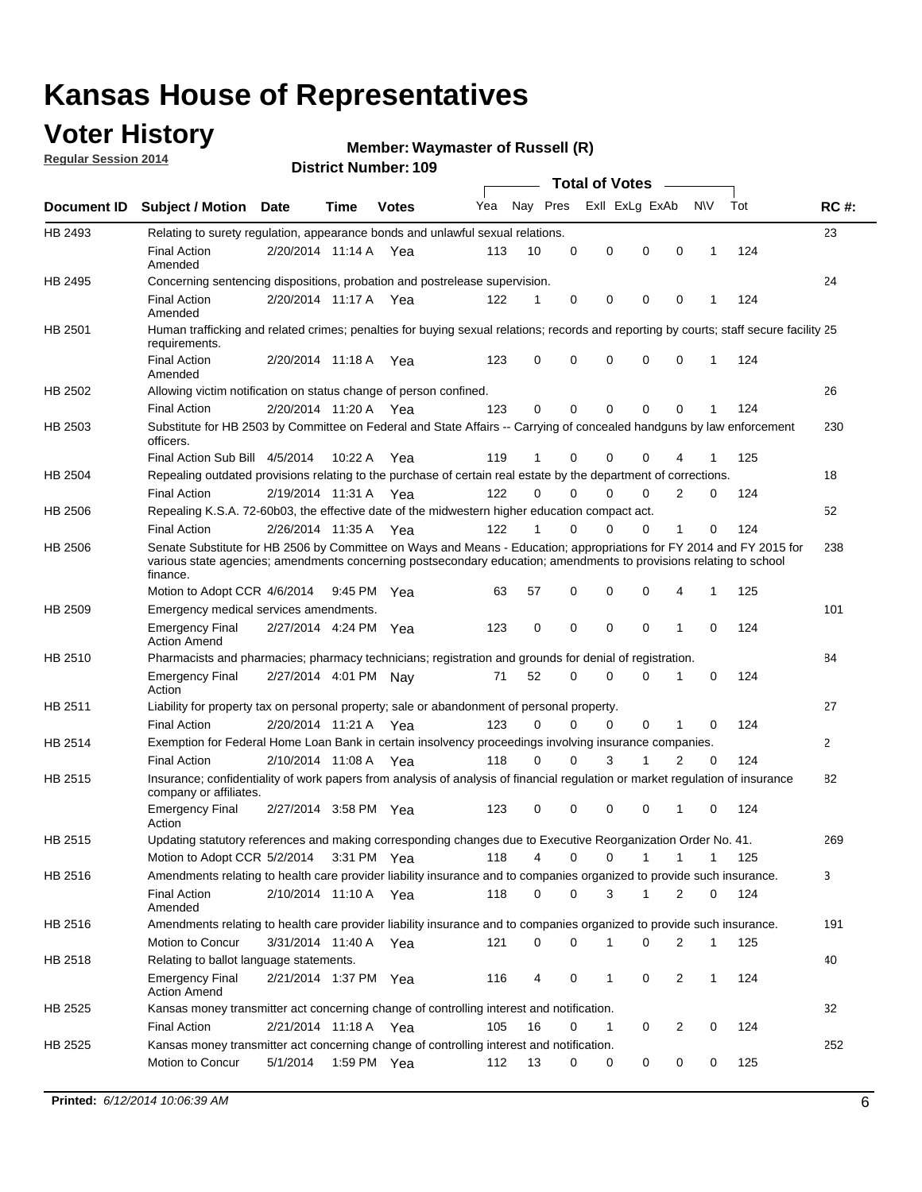# Kansas House of Representatives

## Voter History

**Regular Session 2014**

**Member: Waymaster of Russell (R)**

**District Number: 109**

| Document ID | Subject / Motion | Date | Time | Votes | Yea | Nay | Pres | ExII | ExLg | ExAb | N\V | Tot | RC #: |
|---|---|---|---|---|---|---|---|---|---|---|---|---|---|
| HB 2493 | Relating to surety regulation, appearance bonds and unlawful sexual relations. | | | | | | | | | | | | 23 |
| | Final Action Amended | 2/20/2014 | 11:14 A | Yea | 113 | 10 | 0 | 0 | 0 | 0 | 1 | 124 | |
| HB 2495 | Concerning sentencing dispositions, probation and postrelease supervision. | | | | | | | | | | | | 24 |
| | Final Action Amended | 2/20/2014 | 11:17 A | Yea | 122 | 1 | 0 | 0 | 0 | 0 | 1 | 124 | |
| HB 2501 | Human trafficking and related crimes; penalties for buying sexual relations; records and reporting by courts; staff secure facility requirements. | | | | | | | | | | | | 25 |
| | Final Action Amended | 2/20/2014 | 11:18 A | Yea | 123 | 0 | 0 | 0 | 0 | 0 | 1 | 124 | |
| HB 2502 | Allowing victim notification on status change of person confined. | | | | | | | | | | | | 26 |
| | Final Action | 2/20/2014 | 11:20 A | Yea | 123 | 0 | 0 | 0 | 0 | 0 | 1 | 124 | |
| HB 2503 | Substitute for HB 2503 by Committee on Federal and State Affairs -- Carrying of concealed handguns by law enforcement officers. | | | | | | | | | | | | 230 |
| | Final Action Sub Bill | 4/5/2014 | 10:22 A | Yea | 119 | 1 | 0 | 0 | 0 | 4 | 1 | 125 | |
| HB 2504 | Repealing outdated provisions relating to the purchase of certain real estate by the department of corrections. | | | | | | | | | | | | 18 |
| | Final Action | 2/19/2014 | 11:31 A | Yea | 122 | 0 | 0 | 0 | 0 | 2 | 0 | 124 | |
| HB 2506 | Repealing K.S.A. 72-60b03, the effective date of the midwestern higher education compact act. | | | | | | | | | | | | 52 |
| | Final Action | 2/26/2014 | 11:35 A | Yea | 122 | 1 | 0 | 0 | 0 | 1 | 0 | 124 | |
| HB 2506 | Senate Substitute for HB 2506 by Committee on Ways and Means - Education; appropriations for FY 2014 and FY 2015 for various state agencies; amendments concerning postsecondary education; amendments to provisions relating to school finance. | | | | | | | | | | | | 238 |
| | Motion to Adopt CCR | 4/6/2014 | 9:45 PM | Yea | 63 | 57 | 0 | 0 | 0 | 4 | 1 | 125 | |
| HB 2509 | Emergency medical services amendments. | | | | | | | | | | | | 101 |
| | Emergency Final Action Amend | 2/27/2014 | 4:24 PM | Yea | 123 | 0 | 0 | 0 | 0 | 1 | 0 | 124 | |
| HB 2510 | Pharmacists and pharmacies; pharmacy technicians; registration and grounds for denial of registration. | | | | | | | | | | | | 84 |
| | Emergency Final Action | 2/27/2014 | 4:01 PM | Nay | 71 | 52 | 0 | 0 | 0 | 1 | 0 | 124 | |
| HB 2511 | Liability for property tax on personal property; sale or abandonment of personal property. | | | | | | | | | | | | 27 |
| | Final Action | 2/20/2014 | 11:21 A | Yea | 123 | 0 | 0 | 0 | 0 | 1 | 0 | 124 | |
| HB 2514 | Exemption for Federal Home Loan Bank in certain insolvency proceedings involving insurance companies. | | | | | | | | | | | | 2 |
| | Final Action | 2/10/2014 | 11:08 A | Yea | 118 | 0 | 0 | 3 | 1 | 2 | 0 | 124 | |
| HB 2515 | Insurance; confidentiality of work papers from analysis of analysis of financial regulation or market regulation of insurance company or affiliates. | | | | | | | | | | | | 82 |
| | Emergency Final Action | 2/27/2014 | 3:58 PM | Yea | 123 | 0 | 0 | 0 | 0 | 1 | 0 | 124 | |
| HB 2515 | Updating statutory references and making corresponding changes due to Executive Reorganization Order No. 41. | | | | | | | | | | | | 269 |
| | Motion to Adopt CCR | 5/2/2014 | 3:31 PM | Yea | 118 | 4 | 0 | 0 | 1 | 1 | 1 | 125 | |
| HB 2516 | Amendments relating to health care provider liability insurance and to companies organized to provide such insurance. | | | | | | | | | | | | 3 |
| | Final Action Amended | 2/10/2014 | 11:10 A | Yea | 118 | 0 | 0 | 3 | 1 | 2 | 0 | 124 | |
| HB 2516 | Amendments relating to health care provider liability insurance and to companies organized to provide such insurance. | | | | | | | | | | | | 191 |
| | Motion to Concur | 3/31/2014 | 11:40 A | Yea | 121 | 0 | 0 | 1 | 0 | 2 | 1 | 125 | |
| HB 2518 | Relating to ballot language statements. | | | | | | | | | | | | 40 |
| | Emergency Final Action Amend | 2/21/2014 | 1:37 PM | Yea | 116 | 4 | 0 | 1 | 0 | 2 | 1 | 124 | |
| HB 2525 | Kansas money transmitter act concerning change of controlling interest and notification. | | | | | | | | | | | | 32 |
| | Final Action | 2/21/2014 | 11:18 A | Yea | 105 | 16 | 0 | 1 | 0 | 2 | 0 | 124 | |
| HB 2525 | Kansas money transmitter act concerning change of controlling interest and notification. | | | | | | | | | | | | 252 |
| | Motion to Concur | 5/1/2014 | 1:59 PM | Yea | 112 | 13 | 0 | 0 | 0 | 0 | 0 | 125 | |

**Printed:** *6/12/2014 10:06:39 AM*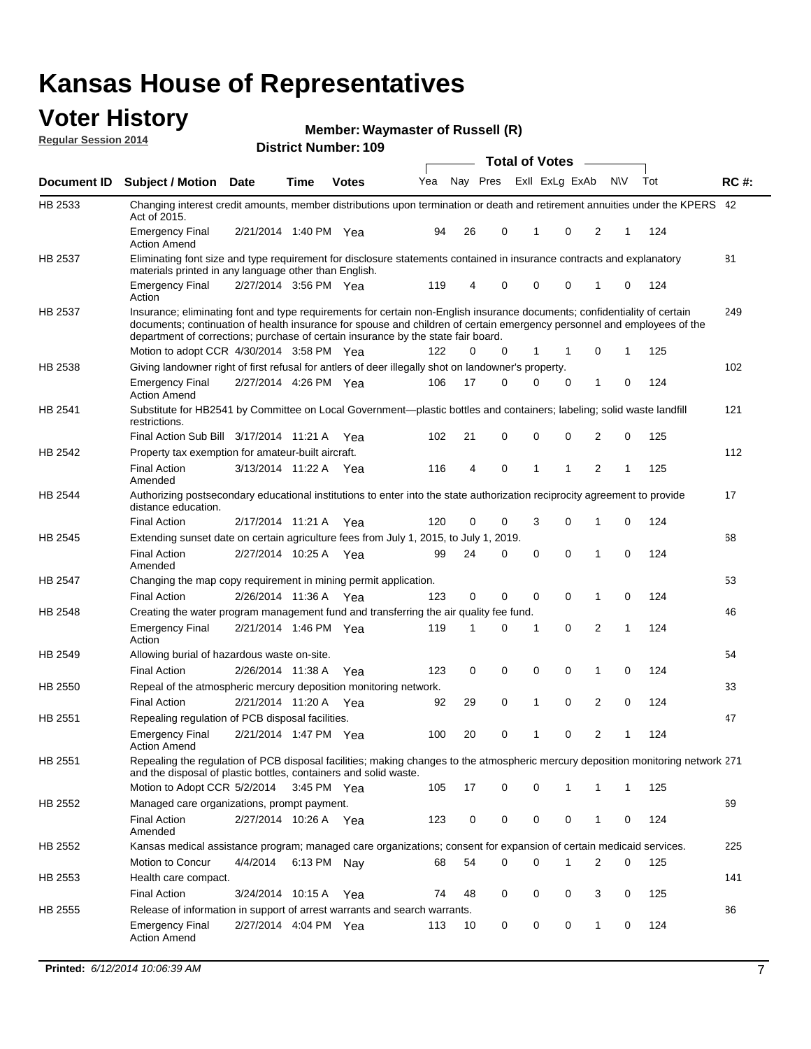# Kansas House of Representatives

## Voter History

**Regular Session 2014**

**Member: Waymaster of Russell (R)**

**District Number: 109**

| Document ID | Subject / Motion | Date | Time | Votes | Yea | Nay | Pres | ExII | ExLg | ExAb | N\V | Tot | RC #: |
|---|---|---|---|---|---|---|---|---|---|---|---|---|---|
| HB 2533 | Changing interest credit amounts, member distributions upon termination or death and retirement annuities under the KPERS Act of 2015. | | | | | | | | | | | | 42 |
| | Emergency Final Action Amend | 2/21/2014 | 1:40 PM | Yea | 94 | 26 | 0 | 1 | 0 | 2 | 1 | 124 | |
| HB 2537 | Eliminating font size and type requirement for disclosure statements contained in insurance contracts and explanatory materials printed in any language other than English. | | | | | | | | | | | | 81 |
| | Emergency Final Action | 2/27/2014 | 3:56 PM | Yea | 119 | 4 | 0 | 0 | 0 | 1 | 0 | 124 | |
| HB 2537 | Insurance; eliminating font and type requirements for certain non-English insurance documents; confidentiality of certain documents; continuation of health insurance for spouse and children of certain emergency personnel and employees of the department of corrections; purchase of certain insurance by the state fair board. | | | | | | | | | | | | 249 |
| | Motion to adopt CCR | 4/30/2014 | 3:58 PM | Yea | 122 | 0 | 0 | 1 | 1 | 0 | 1 | 125 | |
| HB 2538 | Giving landowner right of first refusal for antlers of deer illegally shot on landowner's property. | | | | | | | | | | | | 102 |
| | Emergency Final Action Amend | 2/27/2014 | 4:26 PM | Yea | 106 | 17 | 0 | 0 | 0 | 1 | 0 | 124 | |
| HB 2541 | Substitute for HB2541 by Committee on Local Government—plastic bottles and containers; labeling; solid waste landfill restrictions. | | | | | | | | | | | | 121 |
| | Final Action Sub Bill | 3/17/2014 | 11:21 A | Yea | 102 | 21 | 0 | 0 | 0 | 2 | 0 | 125 | |
| HB 2542 | Property tax exemption for amateur-built aircraft. | | | | | | | | | | | | 112 |
| | Final Action Amended | 3/13/2014 | 11:22 A | Yea | 116 | 4 | 0 | 1 | 1 | 2 | 1 | 125 | |
| HB 2544 | Authorizing postsecondary educational institutions to enter into the state authorization reciprocity agreement to provide distance education. | | | | | | | | | | | | 17 |
| | Final Action | 2/17/2014 | 11:21 A | Yea | 120 | 0 | 0 | 3 | 0 | 1 | 0 | 124 | |
| HB 2545 | Extending sunset date on certain agriculture fees from July 1, 2015, to July 1, 2019. | | | | | | | | | | | | 68 |
| | Final Action Amended | 2/27/2014 | 10:25 A | Yea | 99 | 24 | 0 | 0 | 0 | 1 | 0 | 124 | |
| HB 2547 | Changing the map copy requirement in mining permit application. | | | | | | | | | | | | 53 |
| | Final Action | 2/26/2014 | 11:36 A | Yea | 123 | 0 | 0 | 0 | 0 | 1 | 0 | 124 | |
| HB 2548 | Creating the water program management fund and transferring the air quality fee fund. | | | | | | | | | | | | 46 |
| | Emergency Final Action | 2/21/2014 | 1:46 PM | Yea | 119 | 1 | 0 | 1 | 0 | 2 | 1 | 124 | |
| HB 2549 | Allowing burial of hazardous waste on-site. | | | | | | | | | | | | 54 |
| | Final Action | 2/26/2014 | 11:38 A | Yea | 123 | 0 | 0 | 0 | 0 | 1 | 0 | 124 | |
| HB 2550 | Repeal of the atmospheric mercury deposition monitoring network. | | | | | | | | | | | | 33 |
| | Final Action | 2/21/2014 | 11:20 A | Yea | 92 | 29 | 0 | 1 | 0 | 2 | 0 | 124 | |
| HB 2551 | Repealing regulation of PCB disposal facilities. | | | | | | | | | | | | 47 |
| | Emergency Final Action Amend | 2/21/2014 | 1:47 PM | Yea | 100 | 20 | 0 | 1 | 0 | 2 | 1 | 124 | |
| HB 2551 | Repealing the regulation of PCB disposal facilities; making changes to the atmospheric mercury deposition monitoring network and the disposal of plastic bottles, containers and solid waste. | | | | | | | | | | | | 271 |
| | Motion to Adopt CCR | 5/2/2014 | 3:45 PM | Yea | 105 | 17 | 0 | 0 | 1 | 1 | 1 | 125 | |
| HB 2552 | Managed care organizations, prompt payment. | | | | | | | | | | | | 69 |
| | Final Action Amended | 2/27/2014 | 10:26 A | Yea | 123 | 0 | 0 | 0 | 0 | 1 | 0 | 124 | |
| HB 2552 | Kansas medical assistance program; managed care organizations; consent for expansion of certain medicaid services. | | | | | | | | | | | | 225 |
| | Motion to Concur | 4/4/2014 | 6:13 PM | Nay | 68 | 54 | 0 | 0 | 1 | 2 | 0 | 125 | |
| HB 2553 | Health care compact. | | | | | | | | | | | | 141 |
| | Final Action | 3/24/2014 | 10:15 A | Yea | 74 | 48 | 0 | 0 | 0 | 3 | 0 | 125 | |
| HB 2555 | Release of information in support of arrest warrants and search warrants. | | | | | | | | | | | | 86 |
| | Emergency Final Action Amend | 2/27/2014 | 4:04 PM | Yea | 113 | 10 | 0 | 0 | 0 | 1 | 0 | 124 | |

**Printed:** *6/12/2014 10:06:39 AM*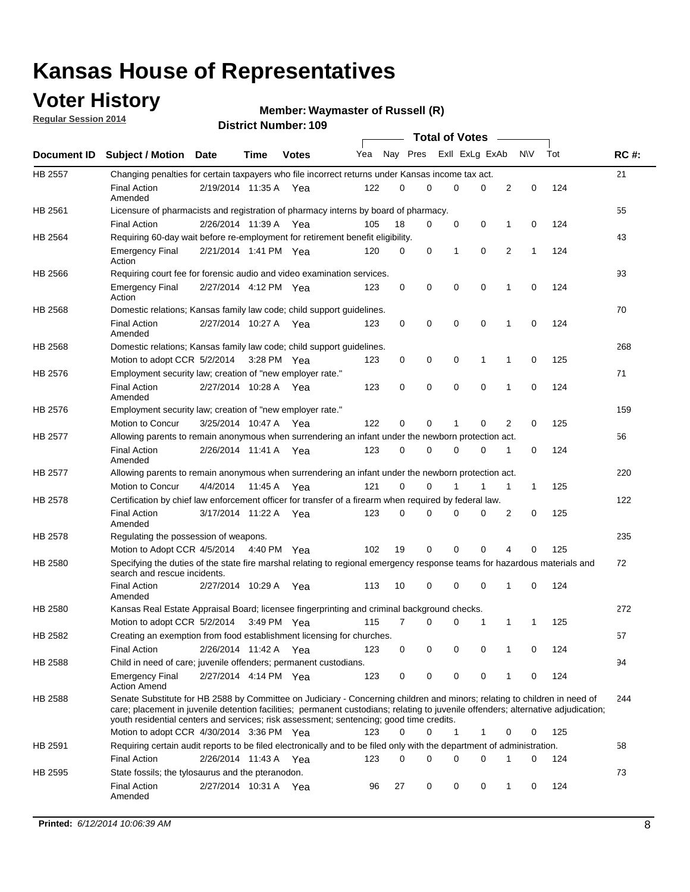# Kansas House of Representatives

## Voter History

**Regular Session 2014**

**Member: Waymaster of Russell (R)**

**District Number: 109**

| Document ID | Subject / Motion | Date | Time | Votes | Yea | Nay | Pres | ExII | ExLg | ExAb | N\V | Tot | RC #: |
|---|---|---|---|---|---|---|---|---|---|---|---|---|---|
| HB 2557 | Changing penalties for certain taxpayers who file incorrect returns under Kansas income tax act. | | | | | | | | | | | | 21 |
| | Final Action Amended | 2/19/2014 | 11:35 A | Yea | 122 | 0 | 0 | 0 | 0 | 2 | 0 | 124 | |
| HB 2561 | Licensure of pharmacists and registration of pharmacy interns by board of pharmacy. | | | | | | | | | | | | 55 |
| | Final Action | 2/26/2014 | 11:39 A | Yea | 105 | 18 | 0 | 0 | 0 | 1 | 0 | 124 | |
| HB 2564 | Requiring 60-day wait before re-employment for retirement benefit eligibility. | | | | | | | | | | | | 43 |
| | Emergency Final Action | 2/21/2014 | 1:41 PM | Yea | 120 | 0 | 0 | 1 | 0 | 2 | 1 | 124 | |
| HB 2566 | Requiring court fee for forensic audio and video examination services. | | | | | | | | | | | | 93 |
| | Emergency Final Action | 2/27/2014 | 4:12 PM | Yea | 123 | 0 | 0 | 0 | 0 | 1 | 0 | 124 | |
| HB 2568 | Domestic relations; Kansas family law code; child support guidelines. | | | | | | | | | | | | 70 |
| | Final Action Amended | 2/27/2014 | 10:27 A | Yea | 123 | 0 | 0 | 0 | 0 | 1 | 0 | 124 | |
| HB 2568 | Domestic relations; Kansas family law code; child support guidelines. | | | | | | | | | | | | 268 |
| | Motion to adopt CCR | 5/2/2014 | 3:28 PM | Yea | 123 | 0 | 0 | 0 | 1 | 1 | 0 | 125 | |
| HB 2576 | Employment security law; creation of "new employer rate." | | | | | | | | | | | | 71 |
| | Final Action Amended | 2/27/2014 | 10:28 A | Yea | 123 | 0 | 0 | 0 | 0 | 1 | 0 | 124 | |
| HB 2576 | Employment security law; creation of "new employer rate." | | | | | | | | | | | | 159 |
| | Motion to Concur | 3/25/2014 | 10:47 A | Yea | 122 | 0 | 0 | 1 | 0 | 2 | 0 | 125 | |
| HB 2577 | Allowing parents to remain anonymous when surrendering an infant under the newborn protection act. | | | | | | | | | | | | 56 |
| | Final Action Amended | 2/26/2014 | 11:41 A | Yea | 123 | 0 | 0 | 0 | 0 | 1 | 0 | 124 | |
| HB 2577 | Allowing parents to remain anonymous when surrendering an infant under the newborn protection act. | | | | | | | | | | | | 220 |
| | Motion to Concur | 4/4/2014 | 11:45 A | Yea | 121 | 0 | 0 | 1 | 1 | 1 | 1 | 125 | |
| HB 2578 | Certification by chief law enforcement officer for transfer of a firearm when required by federal law. | | | | | | | | | | | | 122 |
| | Final Action Amended | 3/17/2014 | 11:22 A | Yea | 123 | 0 | 0 | 0 | 0 | 2 | 0 | 125 | |
| HB 2578 | Regulating the possession of weapons. | | | | | | | | | | | | 235 |
| | Motion to Adopt CCR | 4/5/2014 | 4:40 PM | Yea | 102 | 19 | 0 | 0 | 0 | 4 | 0 | 125 | |
| HB 2580 | Specifying the duties of the state fire marshal relating to regional emergency response teams for hazardous materials and search and rescue incidents. | | | | | | | | | | | | 72 |
| | Final Action Amended | 2/27/2014 | 10:29 A | Yea | 113 | 10 | 0 | 0 | 0 | 1 | 0 | 124 | |
| HB 2580 | Kansas Real Estate Appraisal Board; licensee fingerprinting and criminal background checks. | | | | | | | | | | | | 272 |
| | Motion to adopt CCR | 5/2/2014 | 3:49 PM | Yea | 115 | 7 | 0 | 0 | 1 | 1 | 1 | 125 | |
| HB 2582 | Creating an exemption from food establishment licensing for churches. | | | | | | | | | | | | 57 |
| | Final Action | 2/26/2014 | 11:42 A | Yea | 123 | 0 | 0 | 0 | 0 | 1 | 0 | 124 | |
| HB 2588 | Child in need of care; juvenile offenders; permanent custodians. | | | | | | | | | | | | 94 |
| | Emergency Final Action Amend | 2/27/2014 | 4:14 PM | Yea | 123 | 0 | 0 | 0 | 0 | 1 | 0 | 124 | |
| HB 2588 | Senate Substitute for HB 2588 by Committee on Judiciary - Concerning children and minors; relating to children in need of care; placement in juvenile detention facilities; permanent custodians; relating to juvenile offenders; alternative adjudication; youth residential centers and services; risk assessment; sentencing; good time credits. | | | | | | | | | | | | 244 |
| | Motion to adopt CCR | 4/30/2014 | 3:36 PM | Yea | 123 | 0 | 0 | 1 | 1 | 0 | 0 | 125 | |
| HB 2591 | Requiring certain audit reports to be filed electronically and to be filed only with the department of administration. | | | | | | | | | | | | 58 |
| | Final Action | 2/26/2014 | 11:43 A | Yea | 123 | 0 | 0 | 0 | 0 | 1 | 0 | 124 | |
| HB 2595 | State fossils; the tylosaurus and the pteranodon. | | | | | | | | | | | | 73 |
| | Final Action Amended | 2/27/2014 | 10:31 A | Yea | 96 | 27 | 0 | 0 | 0 | 1 | 0 | 124 | |

**Printed:** *6/12/2014 10:06:39 AM*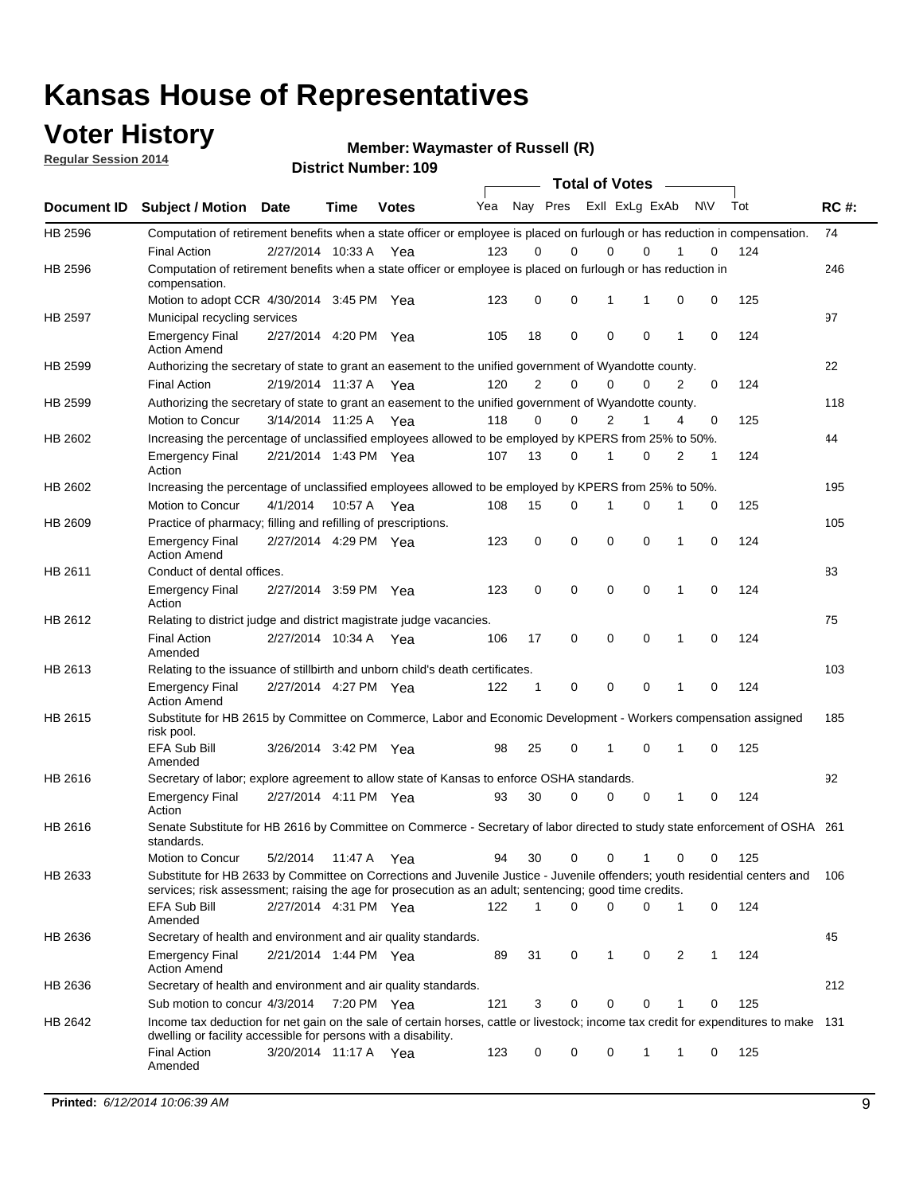# Kansas House of Representatives

## Voter History

**Regular Session 2014**

**Member: Waymaster of Russell (R)**

**District Number: 109**

| Document ID | Subject / Motion | Date | Time | Votes | Yea | Nay | Pres | ExII | ExLg | ExAb | N\V | Tot | RC #: |
|---|---|---|---|---|---|---|---|---|---|---|---|---|---|
| HB 2596 | Computation of retirement benefits when a state officer or employee is placed on furlough or has reduction in compensation. | | | | | | | | | | | | 74 |
| | Final Action | 2/27/2014 | 10:33 A | Yea | 123 | 0 | 0 | 0 | 0 | 1 | 0 | 124 | |
| HB 2596 | Computation of retirement benefits when a state officer or employee is placed on furlough or has reduction in compensation. | | | | | | | | | | | | 246 |
| | Motion to adopt CCR | 4/30/2014 | 3:45 PM | Yea | 123 | 0 | 0 | 1 | 1 | 0 | 0 | 125 | |
| HB 2597 | Municipal recycling services | | | | | | | | | | | | 97 |
| | Emergency Final Action Amend | 2/27/2014 | 4:20 PM | Yea | 105 | 18 | 0 | 0 | 0 | 1 | 0 | 124 | |
| HB 2599 | Authorizing the secretary of state to grant an easement to the unified government of Wyandotte county. | | | | | | | | | | | | 22 |
| | Final Action | 2/19/2014 | 11:37 A | Yea | 120 | 2 | 0 | 0 | 0 | 2 | 0 | 124 | |
| HB 2599 | Authorizing the secretary of state to grant an easement to the unified government of Wyandotte county. | | | | | | | | | | | | 118 |
| | Motion to Concur | 3/14/2014 | 11:25 A | Yea | 118 | 0 | 0 | 2 | 1 | 4 | 0 | 125 | |
| HB 2602 | Increasing the percentage of unclassified employees allowed to be employed by KPERS from 25% to 50%. | | | | | | | | | | | | 44 |
| | Emergency Final Action | 2/21/2014 | 1:43 PM | Yea | 107 | 13 | 0 | 1 | 0 | 2 | 1 | 124 | |
| HB 2602 | Increasing the percentage of unclassified employees allowed to be employed by KPERS from 25% to 50%. | | | | | | | | | | | | 195 |
| | Motion to Concur | 4/1/2014 | 10:57 A | Yea | 108 | 15 | 0 | 1 | 0 | 1 | 0 | 125 | |
| HB 2609 | Practice of pharmacy; filling and refilling of prescriptions. | | | | | | | | | | | | 105 |
| | Emergency Final Action Amend | 2/27/2014 | 4:29 PM | Yea | 123 | 0 | 0 | 0 | 0 | 1 | 0 | 124 | |
| HB 2611 | Conduct of dental offices. | | | | | | | | | | | | 83 |
| | Emergency Final Action | 2/27/2014 | 3:59 PM | Yea | 123 | 0 | 0 | 0 | 0 | 1 | 0 | 124 | |
| HB 2612 | Relating to district judge and district magistrate judge vacancies. | | | | | | | | | | | | 75 |
| | Final Action Amended | 2/27/2014 | 10:34 A | Yea | 106 | 17 | 0 | 0 | 0 | 1 | 0 | 124 | |
| HB 2613 | Relating to the issuance of stillbirth and unborn child's death certificates. | | | | | | | | | | | | 103 |
| | Emergency Final Action Amend | 2/27/2014 | 4:27 PM | Yea | 122 | 1 | 0 | 0 | 0 | 1 | 0 | 124 | |
| HB 2615 | Substitute for HB 2615 by Committee on Commerce, Labor and Economic Development - Workers compensation assigned risk pool. | | | | | | | | | | | | 185 |
| | EFA Sub Bill Amended | 3/26/2014 | 3:42 PM | Yea | 98 | 25 | 0 | 1 | 0 | 1 | 0 | 125 | |
| HB 2616 | Secretary of labor; explore agreement to allow state of Kansas to enforce OSHA standards. | | | | | | | | | | | | 92 |
| | Emergency Final Action | 2/27/2014 | 4:11 PM | Yea | 93 | 30 | 0 | 0 | 0 | 1 | 0 | 124 | |
| HB 2616 | Senate Substitute for HB 2616 by Committee on Commerce - Secretary of labor directed to study state enforcement of OSHA standards. | | | | | | | | | | | | 261 |
| | Motion to Concur | 5/2/2014 | 11:47 A | Yea | 94 | 30 | 0 | 0 | 1 | 0 | 0 | 125 | |
| HB 2633 | Substitute for HB 2633 by Committee on Corrections and Juvenile Justice - Juvenile offenders; youth residential centers and services; risk assessment; raising the age for prosecution as an adult; sentencing; good time credits. | | | | | | | | | | | | 106 |
| | EFA Sub Bill Amended | 2/27/2014 | 4:31 PM | Yea | 122 | 1 | 0 | 0 | 0 | 1 | 0 | 124 | |
| HB 2636 | Secretary of health and environment and air quality standards. | | | | | | | | | | | | 45 |
| | Emergency Final Action Amend | 2/21/2014 | 1:44 PM | Yea | 89 | 31 | 0 | 1 | 0 | 2 | 1 | 124 | |
| HB 2636 | Secretary of health and environment and air quality standards. | | | | | | | | | | | | 212 |
| | Sub motion to concur | 4/3/2014 | 7:20 PM | Yea | 121 | 3 | 0 | 0 | 0 | 1 | 0 | 125 | |
| HB 2642 | Income tax deduction for net gain on the sale of certain horses, cattle or livestock; income tax credit for expenditures to make dwelling or facility accessible for persons with a disability. | | | | | | | | | | | | 131 |
| | Final Action Amended | 3/20/2014 | 11:17 A | Yea | 123 | 0 | 0 | 0 | 1 | 1 | 0 | 125 | |

**Printed:** *6/12/2014 10:06:39 AM*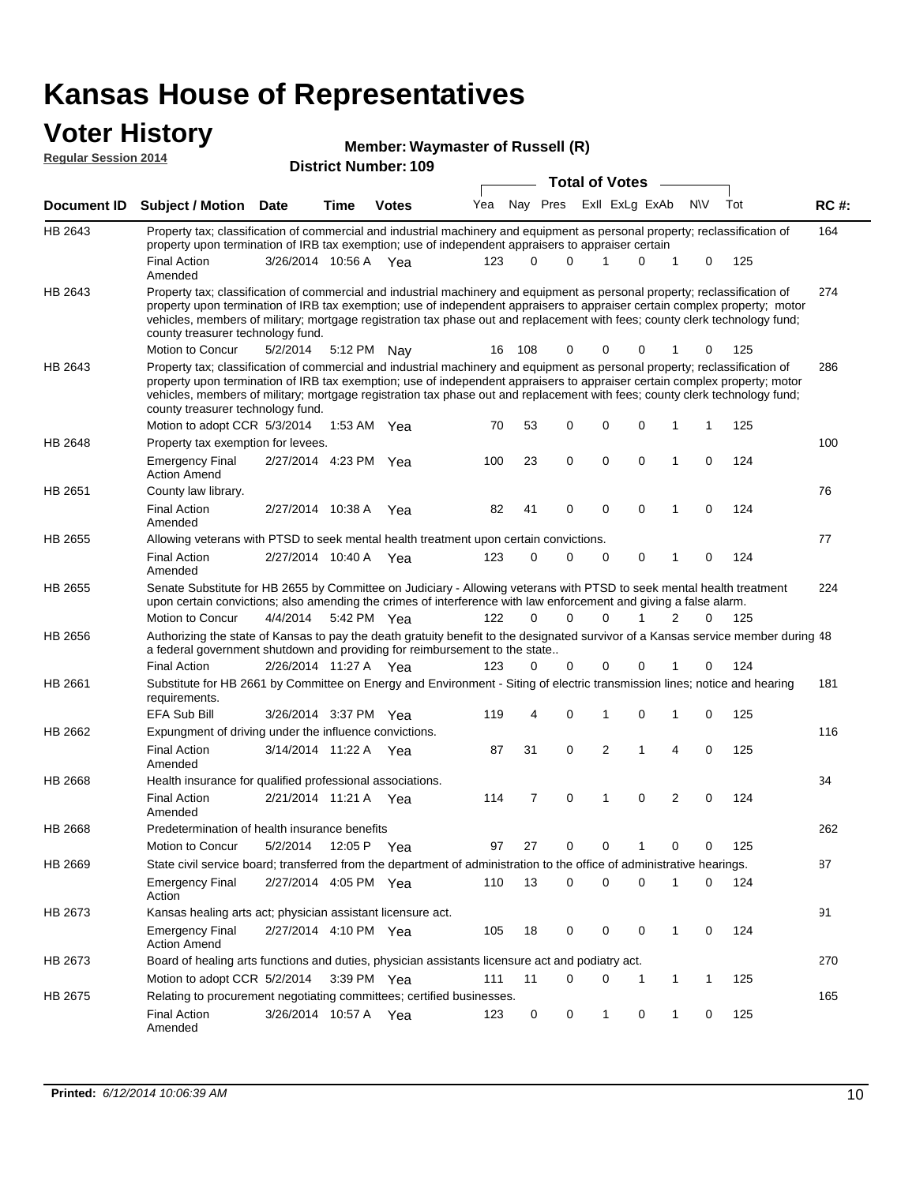# Kansas House of Representatives

## Voter History

**Regular Session 2014**

**Member: Waymaster of Russell (R)**

**District Number: 109**

| Document ID | Subject / Motion | Date | Time | Votes | Yea | Nay | Pres | ExII | ExLg | ExAb | N\V | Tot | RC #: |
|---|---|---|---|---|---|---|---|---|---|---|---|---|---|
| HB 2643 | Property tax; classification of commercial and industrial machinery and equipment as personal property; reclassification of property upon termination of IRB tax exemption; use of independent appraisers to appraiser certain | | | | | | | | | | | | 164 |
| | Final Action Amended | 3/26/2014 | 10:56 A | Yea | 123 | 0 | 0 | 1 | 0 | 1 | 0 | 125 | |
| HB 2643 | Property tax; classification of commercial and industrial machinery and equipment as personal property; reclassification of property upon termination of IRB tax exemption; use of independent appraisers to appraiser certain complex property; motor vehicles, members of military; mortgage registration tax phase out and replacement with fees; county clerk technology fund; county treasurer technology fund. | | | | | | | | | | | | 274 |
| | Motion to Concur | 5/2/2014 | 5:12 PM | Nay | 16 | 108 | 0 | 0 | 0 | 1 | 0 | 125 | |
| HB 2643 | Property tax; classification of commercial and industrial machinery and equipment as personal property; reclassification of property upon termination of IRB tax exemption; use of independent appraisers to appraiser certain complex property; motor vehicles, members of military; mortgage registration tax phase out and replacement with fees; county clerk technology fund; county treasurer technology fund. | | | | | | | | | | | | 286 |
| | Motion to adopt CCR | 5/3/2014 | 1:53 AM | Yea | 70 | 53 | 0 | 0 | 0 | 1 | 1 | 125 | |
| HB 2648 | Property tax exemption for levees. | | | | | | | | | | | | 100 |
| | Emergency Final Action Amend | 2/27/2014 | 4:23 PM | Yea | 100 | 23 | 0 | 0 | 0 | 1 | 0 | 124 | |
| HB 2651 | County law library. | | | | | | | | | | | | 76 |
| | Final Action Amended | 2/27/2014 | 10:38 A | Yea | 82 | 41 | 0 | 0 | 0 | 1 | 0 | 124 | |
| HB 2655 | Allowing veterans with PTSD to seek mental health treatment upon certain convictions. | | | | | | | | | | | | 77 |
| | Final Action Amended | 2/27/2014 | 10:40 A | Yea | 123 | 0 | 0 | 0 | 0 | 1 | 0 | 124 | |
| HB 2655 | Senate Substitute for HB 2655 by Committee on Judiciary - Allowing veterans with PTSD to seek mental health treatment upon certain convictions; also amending the crimes of interference with law enforcement and giving a false alarm. | | | | | | | | | | | | 224 |
| | Motion to Concur | 4/4/2014 | 5:42 PM | Yea | 122 | 0 | 0 | 0 | 1 | 2 | 0 | 125 | |
| HB 2656 | Authorizing the state of Kansas to pay the death gratuity benefit to the designated survivor of a Kansas service member during a federal government shutdown and providing for reimbursement to the state.. | | | | | | | | | | | | 48 |
| | Final Action | 2/26/2014 | 11:27 A | Yea | 123 | 0 | 0 | 0 | 0 | 1 | 0 | 124 | |
| HB 2661 | Substitute for HB 2661 by Committee on Energy and Environment - Siting of electric transmission lines; notice and hearing requirements. | | | | | | | | | | | | 181 |
| | EFA Sub Bill | 3/26/2014 | 3:37 PM | Yea | 119 | 4 | 0 | 1 | 0 | 1 | 0 | 125 | |
| HB 2662 | Expungment of driving under the influence convictions. | | | | | | | | | | | | 116 |
| | Final Action Amended | 3/14/2014 | 11:22 A | Yea | 87 | 31 | 0 | 2 | 1 | 4 | 0 | 125 | |
| HB 2668 | Health insurance for qualified professional associations. | | | | | | | | | | | | 34 |
| | Final Action Amended | 2/21/2014 | 11:21 A | Yea | 114 | 7 | 0 | 1 | 0 | 2 | 0 | 124 | |
| HB 2668 | Predetermination of health insurance benefits | | | | | | | | | | | | 262 |
| | Motion to Concur | 5/2/2014 | 12:05 P | Yea | 97 | 27 | 0 | 0 | 1 | 0 | 0 | 125 | |
| HB 2669 | State civil service board; transferred from the department of administration to the office of administrative hearings. | | | | | | | | | | | | 87 |
| | Emergency Final Action | 2/27/2014 | 4:05 PM | Yea | 110 | 13 | 0 | 0 | 0 | 1 | 0 | 124 | |
| HB 2673 | Kansas healing arts act; physician assistant licensure act. | | | | | | | | | | | | 91 |
| | Emergency Final Action Amend | 2/27/2014 | 4:10 PM | Yea | 105 | 18 | 0 | 0 | 0 | 1 | 0 | 124 | |
| HB 2673 | Board of healing arts functions and duties, physician assistants licensure act and podiatry act. | | | | | | | | | | | | 270 |
| | Motion to adopt CCR | 5/2/2014 | 3:39 PM | Yea | 111 | 11 | 0 | 0 | 1 | 1 | 1 | 125 | |
| HB 2675 | Relating to procurement negotiating committees; certified businesses. | | | | | | | | | | | | 165 |
| | Final Action Amended | 3/26/2014 | 10:57 A | Yea | 123 | 0 | 0 | 1 | 0 | 1 | 0 | 125 | |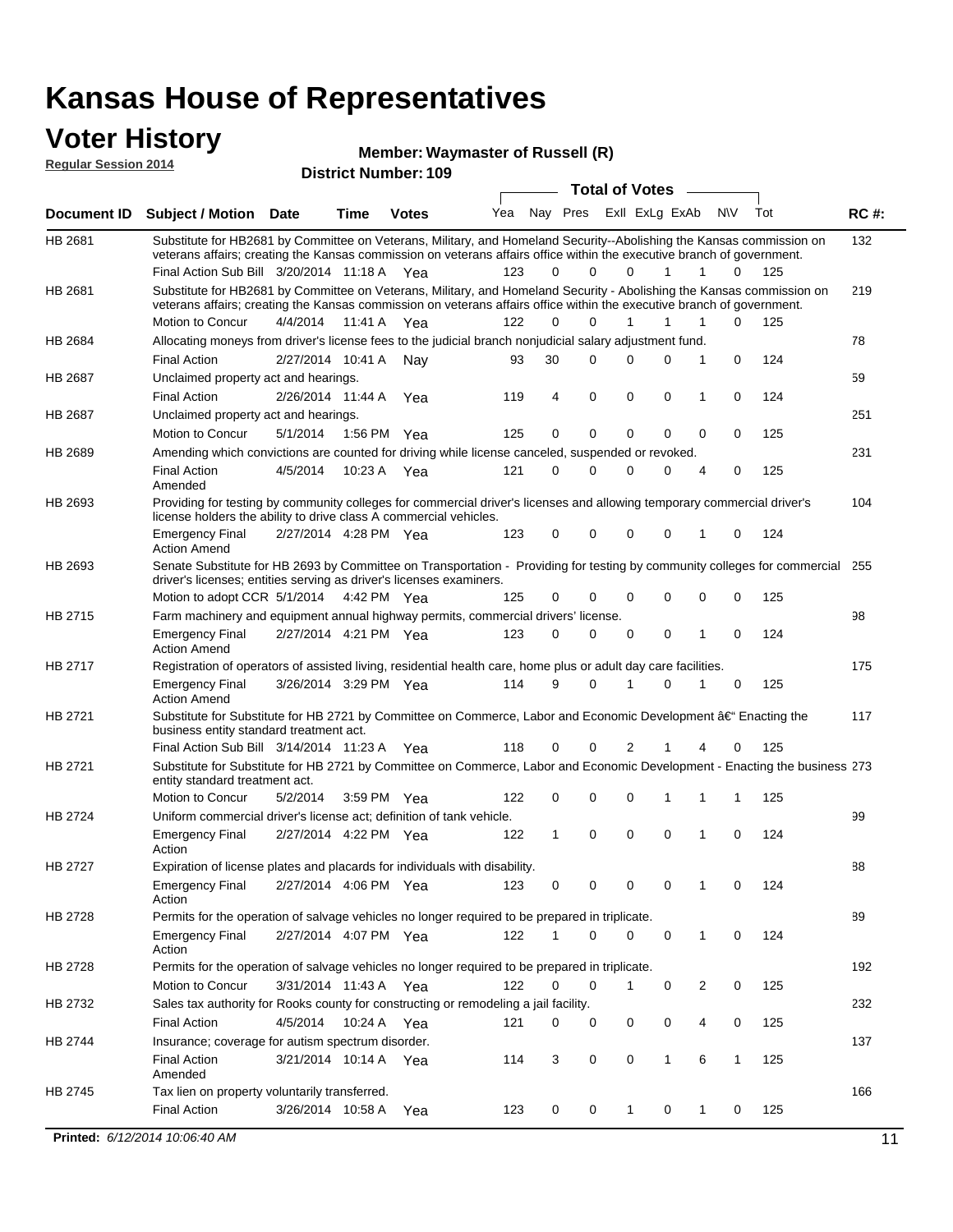# Kansas House of Representatives

## Voter History

**Regular Session 2014**

**Member: Waymaster of Russell (R)**

**District Number: 109**

| Document ID | Subject / Motion | Date | Time | Votes | Yea | Nay | Pres | ExII | ExLg | ExAb | N\V | Tot | RC #: |
|---|---|---|---|---|---|---|---|---|---|---|---|---|---|
| HB 2681 | Substitute for HB2681 by Committee on Veterans, Military, and Homeland Security--Abolishing the Kansas commission on veterans affairs; creating the Kansas commission on veterans affairs office within the executive branch of government. | | | | | | | | | | | | 132 |
| | Final Action Sub Bill | 3/20/2014 | 11:18 A | Yea | 123 | 0 | 0 | 0 | 1 | 1 | 0 | 125 | |
| HB 2681 | Substitute for HB2681 by Committee on Veterans, Military, and Homeland Security - Abolishing the Kansas commission on veterans affairs; creating the Kansas commission on veterans affairs office within the executive branch of government. | | | | | | | | | | | | 219 |
| | Motion to Concur | 4/4/2014 | 11:41 A | Yea | 122 | 0 | 0 | 1 | 1 | 1 | 0 | 125 | |
| HB 2684 | Allocating moneys from driver's license fees to the judicial branch nonjudicial salary adjustment fund. | | | | | | | | | | | | 78 |
| | Final Action | 2/27/2014 | 10:41 A | Nay | 93 | 30 | 0 | 0 | 0 | 1 | 0 | 124 | |
| HB 2687 | Unclaimed property act and hearings. | | | | | | | | | | | | 59 |
| | Final Action | 2/26/2014 | 11:44 A | Yea | 119 | 4 | 0 | 0 | 0 | 1 | 0 | 124 | |
| HB 2687 | Unclaimed property act and hearings. | | | | | | | | | | | | 251 |
| | Motion to Concur | 5/1/2014 | 1:56 PM | Yea | 125 | 0 | 0 | 0 | 0 | 0 | 0 | 125 | |
| HB 2689 | Amending which convictions are counted for driving while license canceled, suspended or revoked. | | | | | | | | | | | | 231 |
| | Final Action Amended | 4/5/2014 | 10:23 A | Yea | 121 | 0 | 0 | 0 | 0 | 4 | 0 | 125 | |
| HB 2693 | Providing for testing by community colleges for commercial driver's licenses and allowing temporary commercial driver's license holders the ability to drive class A commercial vehicles. | | | | | | | | | | | | 104 |
| | Emergency Final Action Amend | 2/27/2014 | 4:28 PM | Yea | 123 | 0 | 0 | 0 | 0 | 1 | 0 | 124 | |
| HB 2693 | Senate Substitute for HB 2693 by Committee on Transportation - Providing for testing by community colleges for commercial driver's licenses; entities serving as driver's licenses examiners. | | | | | | | | | | | | 255 |
| | Motion to adopt CCR | 5/1/2014 | 4:42 PM | Yea | 125 | 0 | 0 | 0 | 0 | 0 | 0 | 125 | |
| HB 2715 | Farm machinery and equipment annual highway permits, commercial drivers' license. | | | | | | | | | | | | 98 |
| | Emergency Final Action Amend | 2/27/2014 | 4:21 PM | Yea | 123 | 0 | 0 | 0 | 0 | 1 | 0 | 124 | |
| HB 2717 | Registration of operators of assisted living, residential health care, home plus or adult day care facilities. | | | | | | | | | | | | 175 |
| | Emergency Final Action Amend | 3/26/2014 | 3:29 PM | Yea | 114 | 9 | 0 | 1 | 0 | 1 | 0 | 125 | |
| HB 2721 | Substitute for Substitute for HB 2721 by Committee on Commerce, Labor and Economic Development â€“ Enacting the business entity standard treatment act. | | | | | | | | | | | | 117 |
| | Final Action Sub Bill | 3/14/2014 | 11:23 A | Yea | 118 | 0 | 0 | 2 | 1 | 4 | 0 | 125 | |
| HB 2721 | Substitute for Substitute for HB 2721 by Committee on Commerce, Labor and Economic Development - Enacting the business entity standard treatment act. | | | | | | | | | | | | 273 |
| | Motion to Concur | 5/2/2014 | 3:59 PM | Yea | 122 | 0 | 0 | 0 | 1 | 1 | 1 | 125 | |
| HB 2724 | Uniform commercial driver's license act; definition of tank vehicle. | | | | | | | | | | | | 99 |
| | Emergency Final Action | 2/27/2014 | 4:22 PM | Yea | 122 | 1 | 0 | 0 | 0 | 1 | 0 | 124 | |
| HB 2727 | Expiration of license plates and placards for individuals with disability. | | | | | | | | | | | | 88 |
| | Emergency Final Action | 2/27/2014 | 4:06 PM | Yea | 123 | 0 | 0 | 0 | 0 | 1 | 0 | 124 | |
| HB 2728 | Permits for the operation of salvage vehicles no longer required to be prepared in triplicate. | | | | | | | | | | | | 89 |
| | Emergency Final Action | 2/27/2014 | 4:07 PM | Yea | 122 | 1 | 0 | 0 | 0 | 1 | 0 | 124 | |
| HB 2728 | Permits for the operation of salvage vehicles no longer required to be prepared in triplicate. | | | | | | | | | | | | 192 |
| | Motion to Concur | 3/31/2014 | 11:43 A | Yea | 122 | 0 | 0 | 1 | 0 | 2 | 0 | 125 | |
| HB 2732 | Sales tax authority for Rooks county for constructing or remodeling a jail facility. | | | | | | | | | | | | 232 |
| | Final Action | 4/5/2014 | 10:24 A | Yea | 121 | 0 | 0 | 0 | 0 | 4 | 0 | 125 | |
| HB 2744 | Insurance; coverage for autism spectrum disorder. | | | | | | | | | | | | 137 |
| | Final Action Amended | 3/21/2014 | 10:14 A | Yea | 114 | 3 | 0 | 0 | 1 | 6 | 1 | 125 | |
| HB 2745 | Tax lien on property voluntarily transferred. | | | | | | | | | | | | 166 |
| | Final Action | 3/26/2014 | 10:58 A | Yea | 123 | 0 | 0 | 1 | 0 | 1 | 0 | 125 | |

**Printed:** *6/12/2014 10:06:40 AM*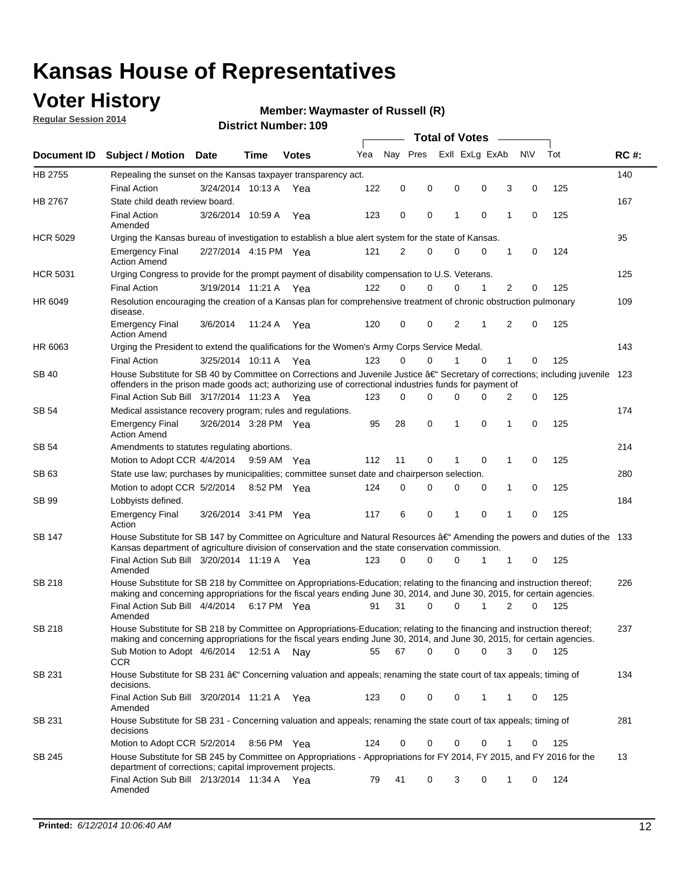# Kansas House of Representatives

## Voter History

**Regular Session 2014**

**Member: Waymaster of Russell (R)**

**District Number: 109**

| Document ID | Subject / Motion | Date | Time | Votes | Yea | Nay | Pres | ExlI | ExLg | ExAb | N\V | Tot | RC #: |
|---|---|---|---|---|---|---|---|---|---|---|---|---|---|
| HB 2755 | Repealing the sunset on the Kansas taxpayer transparency act. | | | | | | | | | | | | 140 |
| | Final Action | 3/24/2014 | 10:13 A | Yea | 122 | 0 | 0 | 0 | 0 | 3 | 0 | 125 | |
| HB 2767 | State child death review board. | | | | | | | | | | | | 167 |
| | Final Action Amended | 3/26/2014 | 10:59 A | Yea | 123 | 0 | 0 | 1 | 0 | 1 | 0 | 125 | |
| HCR 5029 | Urging the Kansas bureau of investigation to establish a blue alert system for the state of Kansas. | | | | | | | | | | | | 95 |
| | Emergency Final Action Amend | 2/27/2014 | 4:15 PM | Yea | 121 | 2 | 0 | 0 | 0 | 1 | 0 | 124 | |
| HCR 5031 | Urging Congress to provide for the prompt payment of disability compensation to U.S. Veterans. | | | | | | | | | | | | 125 |
| | Final Action | 3/19/2014 | 11:21 A | Yea | 122 | 0 | 0 | 0 | 1 | 2 | 0 | 125 | |
| HR 6049 | Resolution encouraging the creation of a Kansas plan for comprehensive treatment of chronic obstruction pulmonary disease. | | | | | | | | | | | | 109 |
| | Emergency Final Action Amend | 3/6/2014 | 11:24 A | Yea | 120 | 0 | 0 | 2 | 1 | 2 | 0 | 125 | |
| HR 6063 | Urging the President to extend the qualifications for the Women's Army Corps Service Medal. | | | | | | | | | | | | 143 |
| | Final Action | 3/25/2014 | 10:11 A | Yea | 123 | 0 | 0 | 1 | 0 | 1 | 0 | 125 | |
| SB 40 | House Substitute for SB 40 by Committee on Corrections and Juvenile Justice â€" Secretary of corrections; including juvenile offenders in the prison made goods act; authorizing use of correctional industries funds for payment of | | | | | | | | | | | | 123 |
| | Final Action Sub Bill | 3/17/2014 | 11:23 A | Yea | 123 | 0 | 0 | 0 | 0 | 2 | 0 | 125 | |
| SB 54 | Medical assistance recovery program; rules and regulations. | | | | | | | | | | | | 174 |
| | Emergency Final Action Amend | 3/26/2014 | 3:28 PM | Yea | 95 | 28 | 0 | 1 | 0 | 1 | 0 | 125 | |
| SB 54 | Amendments to statutes regulating abortions. | | | | | | | | | | | | 214 |
| | Motion to Adopt CCR | 4/4/2014 | 9:59 AM | Yea | 112 | 11 | 0 | 1 | 0 | 1 | 0 | 125 | |
| SB 63 | State use law; purchases by municipalities; committee sunset date and chairperson selection. | | | | | | | | | | | | 280 |
| | Motion to adopt CCR | 5/2/2014 | 8:52 PM | Yea | 124 | 0 | 0 | 0 | 0 | 1 | 0 | 125 | |
| SB 99 | Lobbyists defined. | | | | | | | | | | | | 184 |
| | Emergency Final Action | 3/26/2014 | 3:41 PM | Yea | 117 | 6 | 0 | 1 | 0 | 1 | 0 | 125 | |
| SB 147 | House Substitute for SB 147 by Committee on Agriculture and Natural Resources â€" Amending the powers and duties of the Kansas department of agriculture division of conservation and the state conservation commission. | | | | | | | | | | | | 133 |
| | Final Action Sub Bill Amended | 3/20/2014 | 11:19 A | Yea | 123 | 0 | 0 | 0 | 1 | 1 | 0 | 125 | |
| SB 218 | House Substitute for SB 218 by Committee on Appropriations-Education; relating to the financing and instruction thereof; making and concerning appropriations for the fiscal years ending June 30, 2014, and June 30, 2015, for certain agencies. | | | | | | | | | | | | 226 |
| | Final Action Sub Bill Amended | 4/4/2014 | 6:17 PM | Yea | 91 | 31 | 0 | 0 | 1 | 2 | 0 | 125 | |
| SB 218 | House Substitute for SB 218 by Committee on Appropriations-Education; relating to the financing and instruction thereof; making and concerning appropriations for the fiscal years ending June 30, 2014, and June 30, 2015, for certain agencies. | | | | | | | | | | | | 237 |
| | Sub Motion to Adopt CCR | 4/6/2014 | 12:51 A | Nay | 55 | 67 | 0 | 0 | 0 | 3 | 0 | 125 | |
| SB 231 | House Substitute for SB 231 â€" Concerning valuation and appeals; renaming the state court of tax appeals; timing of decisions. | | | | | | | | | | | | 134 |
| | Final Action Sub Bill Amended | 3/20/2014 | 11:21 A | Yea | 123 | 0 | 0 | 0 | 1 | 1 | 0 | 125 | |
| SB 231 | House Substitute for SB 231 - Concerning valuation and appeals; renaming the state court of tax appeals; timing of decisions | | | | | | | | | | | | 281 |
| | Motion to Adopt CCR | 5/2/2014 | 8:56 PM | Yea | 124 | 0 | 0 | 0 | 0 | 1 | 0 | 125 | |
| SB 245 | House Substitute for SB 245 by Committee on Appropriations - Appropriations for FY 2014, FY 2015, and FY 2016 for the department of corrections; capital improvement projects. | | | | | | | | | | | | 13 |
| | Final Action Sub Bill Amended | 2/13/2014 | 11:34 A | Yea | 79 | 41 | 0 | 3 | 0 | 1 | 0 | 124 | |

**Printed:** *6/12/2014 10:06:40 AM*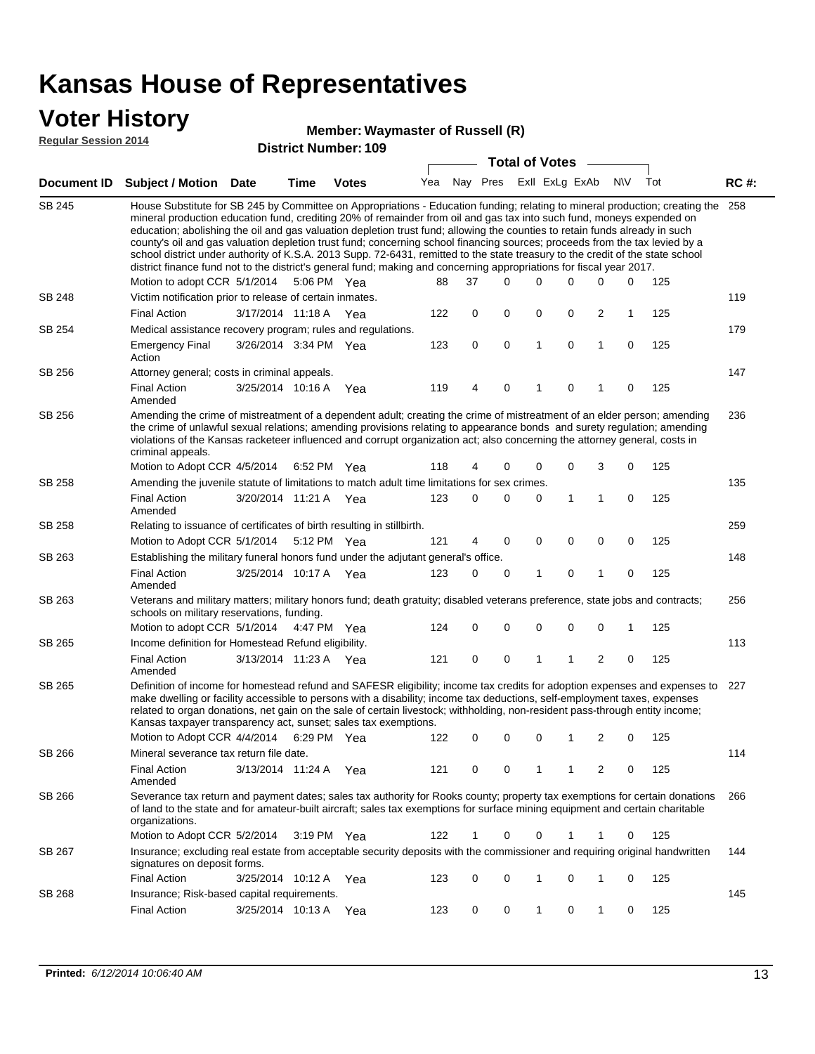# Kansas House of Representatives

## Voter History

**Regular Session 2014**

**Member: Waymaster of Russell (R)**

**District Number: 109**

| Document ID | Subject / Motion | Date | Time | Votes | Yea | Nay | Pres | ExII | ExLg | ExAb | N\V | Tot | RC #: |
|---|---|---|---|---|---|---|---|---|---|---|---|---|---|
| SB 245 | House Substitute for SB 245 by Committee on Appropriations - Education funding; relating to mineral production; creating the mineral production education fund, crediting 20% of remainder from oil and gas tax into such fund, moneys expended on education; abolishing the oil and gas valuation depletion trust fund; allowing the counties to retain funds already in such county's oil and gas valuation depletion trust fund; concerning school financing sources; proceeds from the tax levied by a school district under authority of K.S.A. 2013 Supp. 72-6431, remitted to the state treasury to the credit of the state school district finance fund not to the district's general fund; making and concerning appropriations for fiscal year 2017. | | | | | | | | | | | | 258 |
| | Motion to adopt CCR | 5/1/2014 | 5:06 PM | Yea | 88 | 37 | 0 | 0 | 0 | 0 | 0 | 125 | |
| SB 248 | Victim notification prior to release of certain inmates. | | | | | | | | | | | | 119 |
| | Final Action | 3/17/2014 | 11:18 A | Yea | 122 | 0 | 0 | 0 | 0 | 2 | 1 | 125 | |
| SB 254 | Medical assistance recovery program; rules and regulations. | | | | | | | | | | | | 179 |
| | Emergency Final Action | 3/26/2014 | 3:34 PM | Yea | 123 | 0 | 0 | 1 | 0 | 1 | 0 | 125 | |
| SB 256 | Attorney general; costs in criminal appeals. | | | | | | | | | | | | 147 |
| | Final Action Amended | 3/25/2014 | 10:16 A | Yea | 119 | 4 | 0 | 1 | 0 | 1 | 0 | 125 | |
| SB 256 | Amending the crime of mistreatment of a dependent adult; creating the crime of mistreatment of an elder person; amending the crime of unlawful sexual relations; amending provisions relating to appearance bonds and surety regulation; amending violations of the Kansas racketeer influenced and corrupt organization act; also concerning the attorney general, costs in criminal appeals. | | | | | | | | | | | | 236 |
| | Motion to Adopt CCR | 4/5/2014 | 6:52 PM | Yea | 118 | 4 | 0 | 0 | 0 | 3 | 0 | 125 | |
| SB 258 | Amending the juvenile statute of limitations to match adult time limitations for sex crimes. | | | | | | | | | | | | 135 |
| | Final Action Amended | 3/20/2014 | 11:21 A | Yea | 123 | 0 | 0 | 0 | 1 | 1 | 0 | 125 | |
| SB 258 | Relating to issuance of certificates of birth resulting in stillbirth. | | | | | | | | | | | | 259 |
| | Motion to Adopt CCR | 5/1/2014 | 5:12 PM | Yea | 121 | 4 | 0 | 0 | 0 | 0 | 0 | 125 | |
| SB 263 | Establishing the military funeral honors fund under the adjutant general's office. | | | | | | | | | | | | 148 |
| | Final Action Amended | 3/25/2014 | 10:17 A | Yea | 123 | 0 | 0 | 1 | 0 | 1 | 0 | 125 | |
| SB 263 | Veterans and military matters; military honors fund; death gratuity; disabled veterans preference, state jobs and contracts; schools on military reservations, funding. | | | | | | | | | | | | 256 |
| | Motion to adopt CCR | 5/1/2014 | 4:47 PM | Yea | 124 | 0 | 0 | 0 | 0 | 0 | 1 | 125 | |
| SB 265 | Income definition for Homestead Refund eligibility. | | | | | | | | | | | | 113 |
| | Final Action Amended | 3/13/2014 | 11:23 A | Yea | 121 | 0 | 0 | 1 | 1 | 2 | 0 | 125 | |
| SB 265 | Definition of income for homestead refund and SAFESR eligibility; income tax credits for adoption expenses and expenses to make dwelling or facility accessible to persons with a disability; income tax deductions, self-employment taxes, expenses related to organ donations, net gain on the sale of certain livestock; withholding, non-resident pass-through entity income; Kansas taxpayer transparency act, sunset; sales tax exemptions. | | | | | | | | | | | | 227 |
| | Motion to Adopt CCR | 4/4/2014 | 6:29 PM | Yea | 122 | 0 | 0 | 0 | 1 | 2 | 0 | 125 | |
| SB 266 | Mineral severance tax return file date. | | | | | | | | | | | | 114 |
| | Final Action Amended | 3/13/2014 | 11:24 A | Yea | 121 | 0 | 0 | 1 | 1 | 2 | 0 | 125 | |
| SB 266 | Severance tax return and payment dates; sales tax authority for Rooks county; property tax exemptions for certain donations of land to the state and for amateur-built aircraft; sales tax exemptions for surface mining equipment and certain charitable organizations. | | | | | | | | | | | | 266 |
| | Motion to Adopt CCR | 5/2/2014 | 3:19 PM | Yea | 122 | 1 | 0 | 0 | 1 | 1 | 0 | 125 | |
| SB 267 | Insurance; excluding real estate from acceptable security deposits with the commissioner and requiring original handwritten signatures on deposit forms. | | | | | | | | | | | | 144 |
| | Final Action | 3/25/2014 | 10:12 A | Yea | 123 | 0 | 0 | 1 | 0 | 1 | 0 | 125 | |
| SB 268 | Insurance; Risk-based capital requirements. | | | | | | | | | | | | 145 |
| | Final Action | 3/25/2014 | 10:13 A | Yea | 123 | 0 | 0 | 1 | 0 | 1 | 0 | 125 | |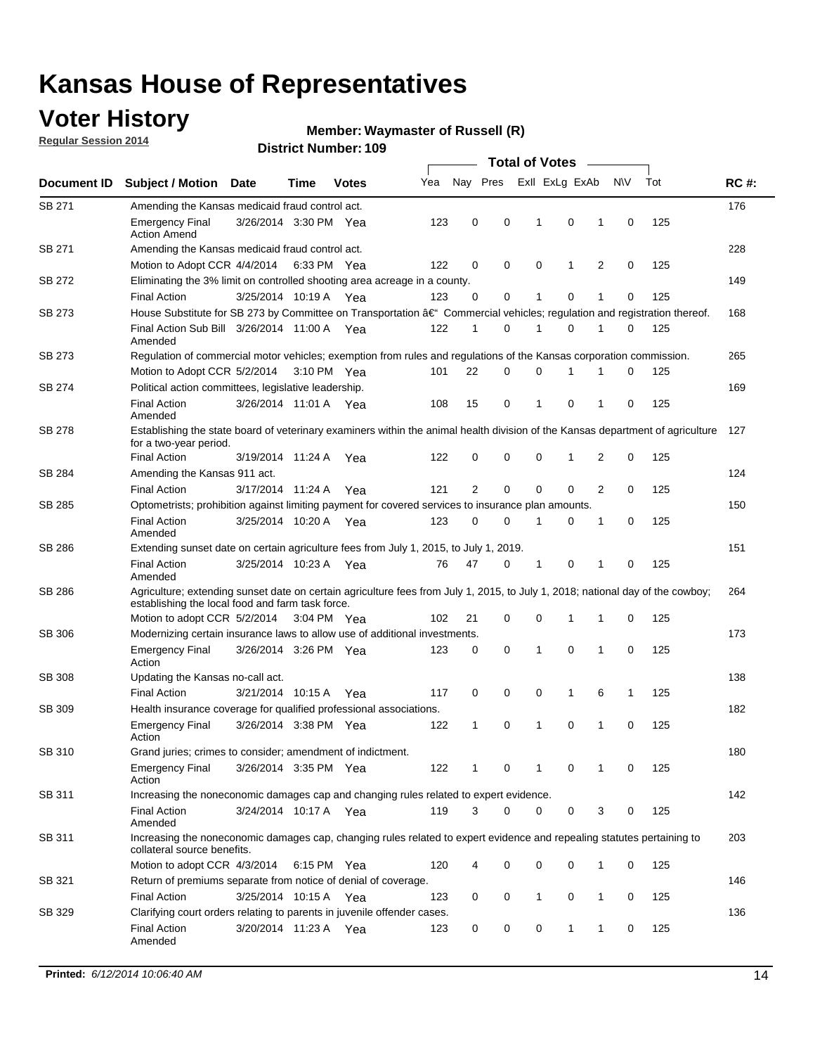# Kansas House of Representatives

## Voter History

**Regular Session 2014**

**Member: Waymaster of Russell (R)**

**District Number: 109**

| Document ID | Subject / Motion | Date | Time | Votes | Yea | Nay | Pres | ExII | ExLg | ExAb | N\V | Tot | RC #: |
|---|---|---|---|---|---|---|---|---|---|---|---|---|---|
| SB 271 | Amending the Kansas medicaid fraud control act. | | | | | | | | | | | | 176 |
| | Emergency Final Action Amend | 3/26/2014 | 3:30 PM | Yea | 123 | 0 | 0 | 1 | 0 | 1 | 0 | 125 | |
| SB 271 | Amending the Kansas medicaid fraud control act. | | | | | | | | | | | | 228 |
| | Motion to Adopt CCR | 4/4/2014 | 6:33 PM | Yea | 122 | 0 | 0 | 0 | 1 | 2 | 0 | 125 | |
| SB 272 | Eliminating the 3% limit on controlled shooting area acreage in a county. | | | | | | | | | | | | 149 |
| | Final Action | 3/25/2014 | 10:19 A | Yea | 123 | 0 | 0 | 1 | 0 | 1 | 0 | 125 | |
| SB 273 | House Substitute for SB 273 by Committee on Transportation â€" Commercial vehicles; regulation and registration thereof. | | | | | | | | | | | | 168 |
| | Final Action Sub Bill Amended | 3/26/2014 | 11:00 A | Yea | 122 | 1 | 0 | 1 | 0 | 1 | 0 | 125 | |
| SB 273 | Regulation of commercial motor vehicles; exemption from rules and regulations of the Kansas corporation commission. | | | | | | | | | | | | 265 |
| | Motion to Adopt CCR | 5/2/2014 | 3:10 PM | Yea | 101 | 22 | 0 | 0 | 1 | 1 | 0 | 125 | |
| SB 274 | Political action committees, legislative leadership. | | | | | | | | | | | | 169 |
| | Final Action Amended | 3/26/2014 | 11:01 A | Yea | 108 | 15 | 0 | 1 | 0 | 1 | 0 | 125 | |
| SB 278 | Establishing the state board of veterinary examiners within the animal health division of the Kansas department of agriculture for a two-year period. | | | | | | | | | | | | 127 |
| | Final Action | 3/19/2014 | 11:24 A | Yea | 122 | 0 | 0 | 0 | 1 | 2 | 0 | 125 | |
| SB 284 | Amending the Kansas 911 act. | | | | | | | | | | | | 124 |
| | Final Action | 3/17/2014 | 11:24 A | Yea | 121 | 2 | 0 | 0 | 0 | 2 | 0 | 125 | |
| SB 285 | Optometrists; prohibition against limiting payment for covered services to insurance plan amounts. | | | | | | | | | | | | 150 |
| | Final Action Amended | 3/25/2014 | 10:20 A | Yea | 123 | 0 | 0 | 1 | 0 | 1 | 0 | 125 | |
| SB 286 | Extending sunset date on certain agriculture fees from July 1, 2015, to July 1, 2019. | | | | | | | | | | | | 151 |
| | Final Action Amended | 3/25/2014 | 10:23 A | Yea | 76 | 47 | 0 | 1 | 0 | 1 | 0 | 125 | |
| SB 286 | Agriculture; extending sunset date on certain agriculture fees from July 1, 2015, to July 1, 2018; national day of the cowboy; establishing the local food and farm task force. | | | | | | | | | | | | 264 |
| | Motion to adopt CCR | 5/2/2014 | 3:04 PM | Yea | 102 | 21 | 0 | 0 | 1 | 1 | 0 | 125 | |
| SB 306 | Modernizing certain insurance laws to allow use of additional investments. | | | | | | | | | | | | 173 |
| | Emergency Final Action | 3/26/2014 | 3:26 PM | Yea | 123 | 0 | 0 | 1 | 0 | 1 | 0 | 125 | |
| SB 308 | Updating the Kansas no-call act. | | | | | | | | | | | | 138 |
| | Final Action | 3/21/2014 | 10:15 A | Yea | 117 | 0 | 0 | 0 | 1 | 6 | 1 | 125 | |
| SB 309 | Health insurance coverage for qualified professional associations. | | | | | | | | | | | | 182 |
| | Emergency Final Action | 3/26/2014 | 3:38 PM | Yea | 122 | 1 | 0 | 1 | 0 | 1 | 0 | 125 | |
| SB 310 | Grand juries; crimes to consider; amendment of indictment. | | | | | | | | | | | | 180 |
| | Emergency Final Action | 3/26/2014 | 3:35 PM | Yea | 122 | 1 | 0 | 1 | 0 | 1 | 0 | 125 | |
| SB 311 | Increasing the noneconomic damages cap and changing rules related to expert evidence. | | | | | | | | | | | | 142 |
| | Final Action Amended | 3/24/2014 | 10:17 A | Yea | 119 | 3 | 0 | 0 | 0 | 3 | 0 | 125 | |
| SB 311 | Increasing the noneconomic damages cap, changing rules related to expert evidence and repealing statutes pertaining to collateral source benefits. | | | | | | | | | | | | 203 |
| | Motion to adopt CCR | 4/3/2014 | 6:15 PM | Yea | 120 | 4 | 0 | 0 | 0 | 1 | 0 | 125 | |
| SB 321 | Return of premiums separate from notice of denial of coverage. | | | | | | | | | | | | 146 |
| | Final Action | 3/25/2014 | 10:15 A | Yea | 123 | 0 | 0 | 1 | 0 | 1 | 0 | 125 | |
| SB 329 | Clarifying court orders relating to parents in juvenile offender cases. | | | | | | | | | | | | 136 |
| | Final Action Amended | 3/20/2014 | 11:23 A | Yea | 123 | 0 | 0 | 0 | 1 | 1 | 0 | 125 | |

**Printed:** *6/12/2014 10:06:40 AM*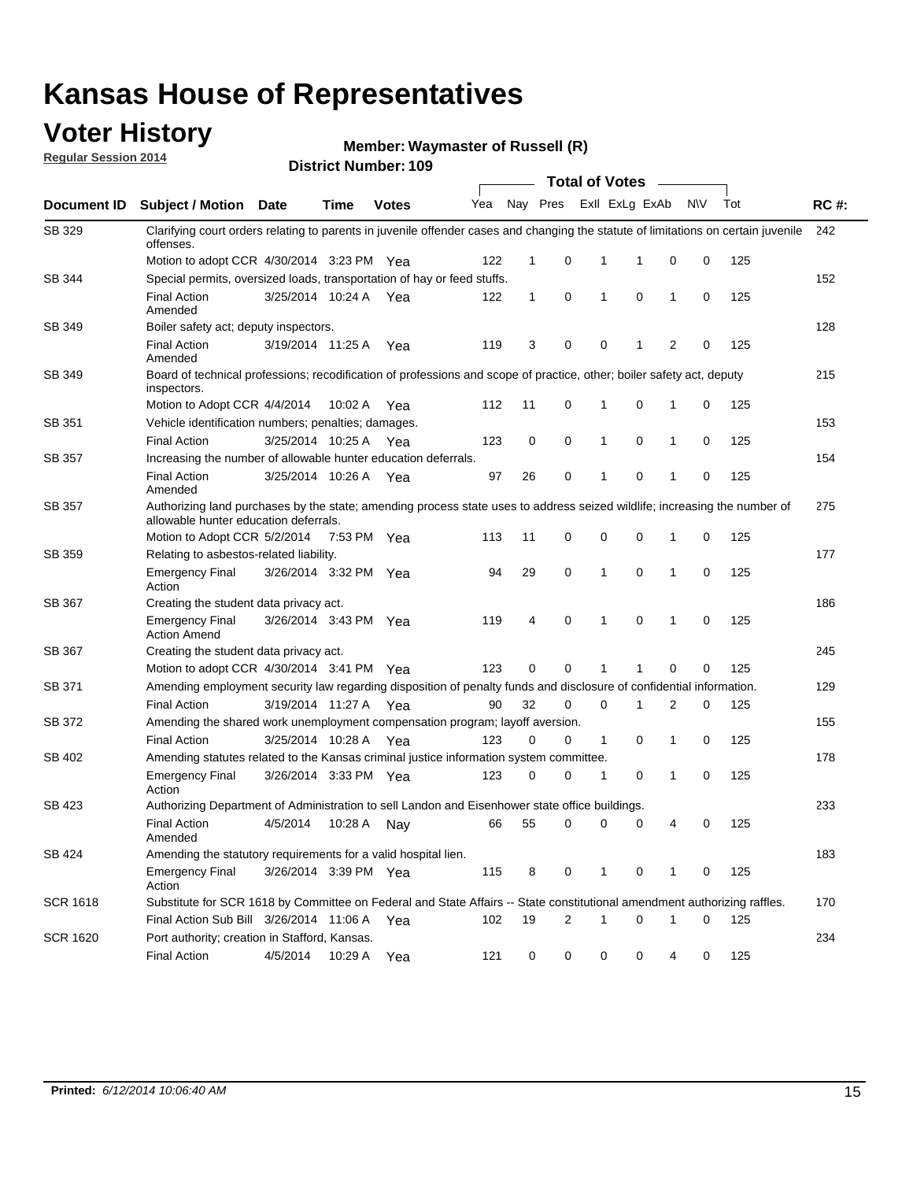# Kansas House of Representatives

## Voter History

**Regular Session 2014**

**Member: Waymaster of Russell (R)**

**District Number: 109**

| Document ID | Subject / Motion | Date | Time | Votes | Yea | Nay | Pres | ExII | ExLg | ExAb | N\V | Tot | RC #: |
|---|---|---|---|---|---|---|---|---|---|---|---|---|---|
| SB 329 | Clarifying court orders relating to parents in juvenile offender cases and changing the statute of limitations on certain juvenile offenses. | | | | | | | | | | | | 242 |
| | Motion to adopt CCR | 4/30/2014 | 3:23 PM | Yea | 122 | 1 | 0 | 1 | 1 | 0 | 0 | 125 | |
| SB 344 | Special permits, oversized loads, transportation of hay or feed stuffs. | | | | | | | | | | | | 152 |
| | Final Action Amended | 3/25/2014 | 10:24 A | Yea | 122 | 1 | 0 | 1 | 0 | 1 | 0 | 125 | |
| SB 349 | Boiler safety act; deputy inspectors. | | | | | | | | | | | | 128 |
| | Final Action Amended | 3/19/2014 | 11:25 A | Yea | 119 | 3 | 0 | 0 | 1 | 2 | 0 | 125 | |
| SB 349 | Board of technical professions; recodification of professions and scope of practice, other; boiler safety act, deputy inspectors. | | | | | | | | | | | | 215 |
| | Motion to Adopt CCR | 4/4/2014 | 10:02 A | Yea | 112 | 11 | 0 | 1 | 0 | 1 | 0 | 125 | |
| SB 351 | Vehicle identification numbers; penalties; damages. | | | | | | | | | | | | 153 |
| | Final Action | 3/25/2014 | 10:25 A | Yea | 123 | 0 | 0 | 1 | 0 | 1 | 0 | 125 | |
| SB 357 | Increasing the number of allowable hunter education deferrals. | | | | | | | | | | | | 154 |
| | Final Action Amended | 3/25/2014 | 10:26 A | Yea | 97 | 26 | 0 | 1 | 0 | 1 | 0 | 125 | |
| SB 357 | Authorizing land purchases by the state; amending process state uses to address seized wildlife; increasing the number of allowable hunter education deferrals. | | | | | | | | | | | | 275 |
| | Motion to Adopt CCR | 5/2/2014 | 7:53 PM | Yea | 113 | 11 | 0 | 0 | 0 | 1 | 0 | 125 | |
| SB 359 | Relating to asbestos-related liability. | | | | | | | | | | | | 177 |
| | Emergency Final Action | 3/26/2014 | 3:32 PM | Yea | 94 | 29 | 0 | 1 | 0 | 1 | 0 | 125 | |
| SB 367 | Creating the student data privacy act. | | | | | | | | | | | | 186 |
| | Emergency Final Action Amend | 3/26/2014 | 3:43 PM | Yea | 119 | 4 | 0 | 1 | 0 | 1 | 0 | 125 | |
| SB 367 | Creating the student data privacy act. | | | | | | | | | | | | 245 |
| | Motion to adopt CCR | 4/30/2014 | 3:41 PM | Yea | 123 | 0 | 0 | 1 | 1 | 0 | 0 | 125 | |
| SB 371 | Amending employment security law regarding disposition of penalty funds and disclosure of confidential information. | | | | | | | | | | | | 129 |
| | Final Action | 3/19/2014 | 11:27 A | Yea | 90 | 32 | 0 | 0 | 1 | 2 | 0 | 125 | |
| SB 372 | Amending the shared work unemployment compensation program; layoff aversion. | | | | | | | | | | | | 155 |
| | Final Action | 3/25/2014 | 10:28 A | Yea | 123 | 0 | 0 | 1 | 0 | 1 | 0 | 125 | |
| SB 402 | Amending statutes related to the Kansas criminal justice information system committee. | | | | | | | | | | | | 178 |
| | Emergency Final Action | 3/26/2014 | 3:33 PM | Yea | 123 | 0 | 0 | 1 | 0 | 1 | 0 | 125 | |
| SB 423 | Authorizing Department of Administration to sell Landon and Eisenhower state office buildings. | | | | | | | | | | | | 233 |
| | Final Action Amended | 4/5/2014 | 10:28 A | Nay | 66 | 55 | 0 | 0 | 0 | 4 | 0 | 125 | |
| SB 424 | Amending the statutory requirements for a valid hospital lien. | | | | | | | | | | | | 183 |
| | Emergency Final Action | 3/26/2014 | 3:39 PM | Yea | 115 | 8 | 0 | 1 | 0 | 1 | 0 | 125 | |
| SCR 1618 | Substitute for SCR 1618 by Committee on Federal and State Affairs -- State constitutional amendment authorizing raffles. | | | | | | | | | | | | 170 |
| | Final Action Sub Bill | 3/26/2014 | 11:06 A | Yea | 102 | 19 | 2 | 1 | 0 | 1 | 0 | 125 | |
| SCR 1620 | Port authority; creation in Stafford, Kansas. | | | | | | | | | | | | 234 |
| | Final Action | 4/5/2014 | 10:29 A | Yea | 121 | 0 | 0 | 0 | 0 | 4 | 0 | 125 | |

**Printed:** *6/12/2014 10:06:40 AM*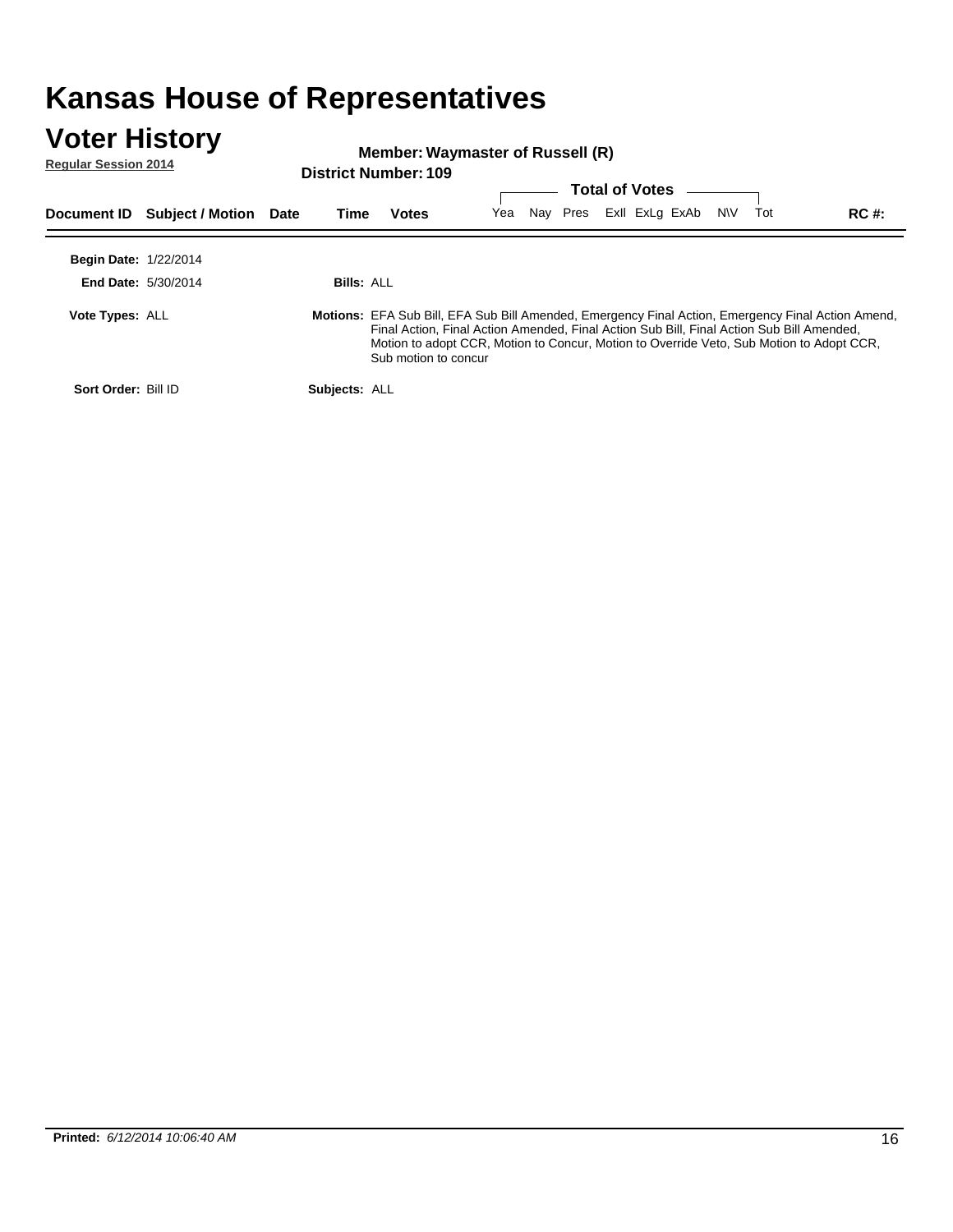# Kansas House of Representatives

## Voter History

**Regular Session 2014**

**Member: Waymaster of Russell (R)**

**District Number: 109**

| Document ID | Subject / Motion | Date | Time | Votes | Yea | Nay | Pres | ExlI | ExLg | ExAb | N\V | Tot | RC #: |
|---|---|---|---|---|---|---|---|---|---|---|---|---|---|

**Begin Date:** 1/22/2014

**End Date:** 5/30/2014

**Bills:** ALL

**Vote Types:** ALL

**Motions:** EFA Sub Bill, EFA Sub Bill Amended, Emergency Final Action, Emergency Final Action Amend, Final Action, Final Action Amended, Final Action Sub Bill, Final Action Sub Bill Amended, Motion to adopt CCR, Motion to Concur, Motion to Override Veto, Sub Motion to Adopt CCR, Sub motion to concur

**Sort Order:** Bill ID

**Subjects:** ALL

**Printed:** *6/12/2014 10:06:40 AM*